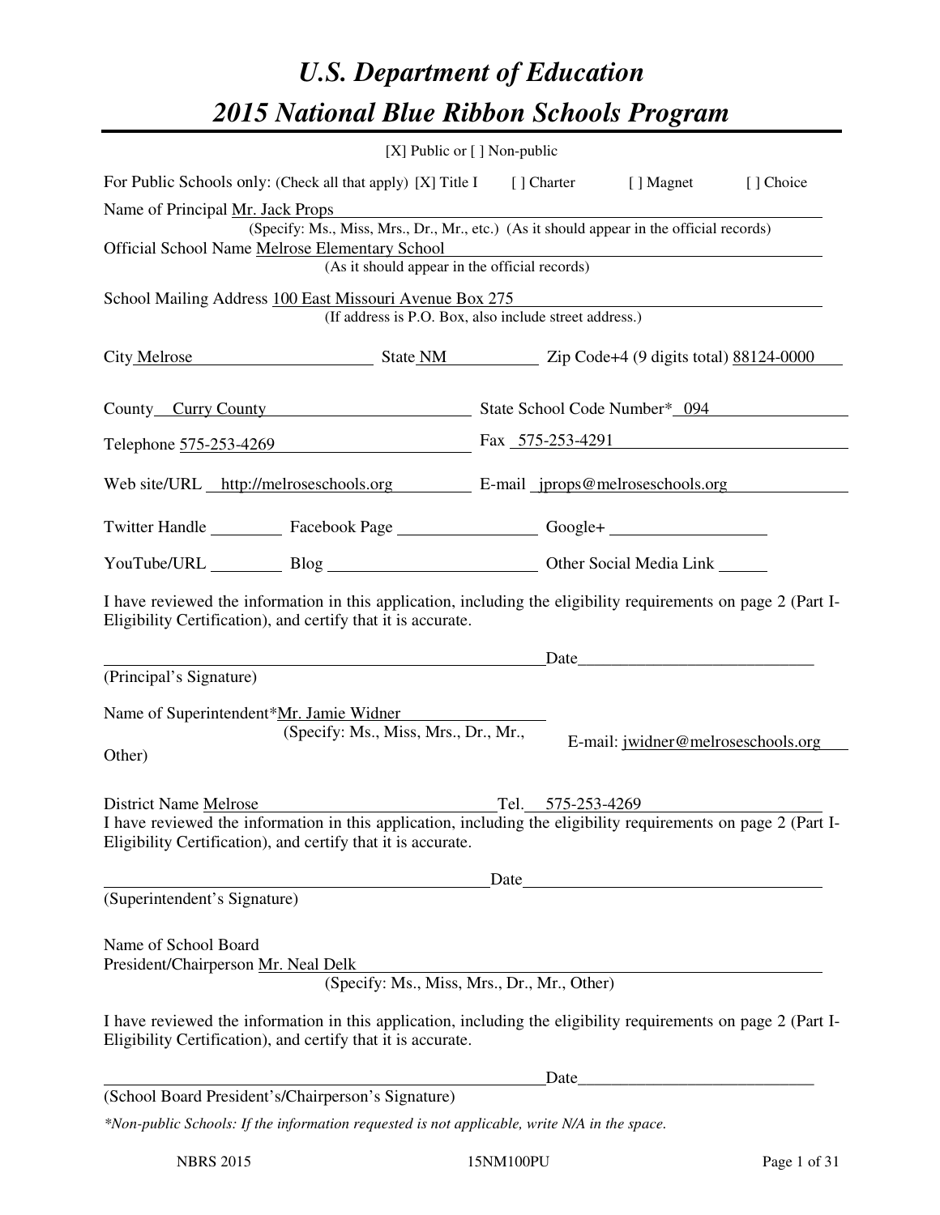# *U.S. Department of Education*

# *2015 National Blue Ribbon Schools Program*

[X] Public or [ ] Non-public

For Public Schools only: (Check all that apply) [X] Title I [ ] Charter [ ] Magnet [ ] Choice

Name of Principal Mr. Jack Props
(Specify: Ms., Miss, Mrs., Dr., Mr., etc.) (As it should appear in the official records)

Official School Name Melrose Elementary School
(As it should appear in the official records)

School Mailing Address 100 East Missouri Avenue Box 275
(If address is P.O. Box, also include street address.)

City Melrose State NM Zip Code+4 (9 digits total) 88124-0000

County Curry County State School Code Number* 094

Telephone 575-253-4269 Fax 575-253-4291

Web site/URL http://melroseschools.org E-mail jprops@melroseschools.org

Twitter Handle ________ Facebook Page ________ Google+ ________

YouTube/URL ________ Blog ________ Other Social Media Link ________

I have reviewed the information in this application, including the eligibility requirements on page 2 (Part I-Eligibility Certification), and certify that it is accurate.

_______________________________ Date_______________

(Principal's Signature)

Name of Superintendent*Mr. Jamie Widner
(Specify: Ms., Miss, Mrs., Dr., Mr., Other)

E-mail: jwidner@melroseschools.org

District Name Melrose Tel. 575-253-4269

I have reviewed the information in this application, including the eligibility requirements on page 2 (Part I-Eligibility Certification), and certify that it is accurate.

_______________________________ Date_______________

(Superintendent's Signature)

Name of School Board
President/Chairperson Mr. Neal Delk
(Specify: Ms., Miss, Mrs., Dr., Mr., Other)

I have reviewed the information in this application, including the eligibility requirements on page 2 (Part I-Eligibility Certification), and certify that it is accurate.

_______________________________ Date_______________

(School Board President's/Chairperson's Signature)

*\*Non-public Schools: If the information requested is not applicable, write N/A in the space.*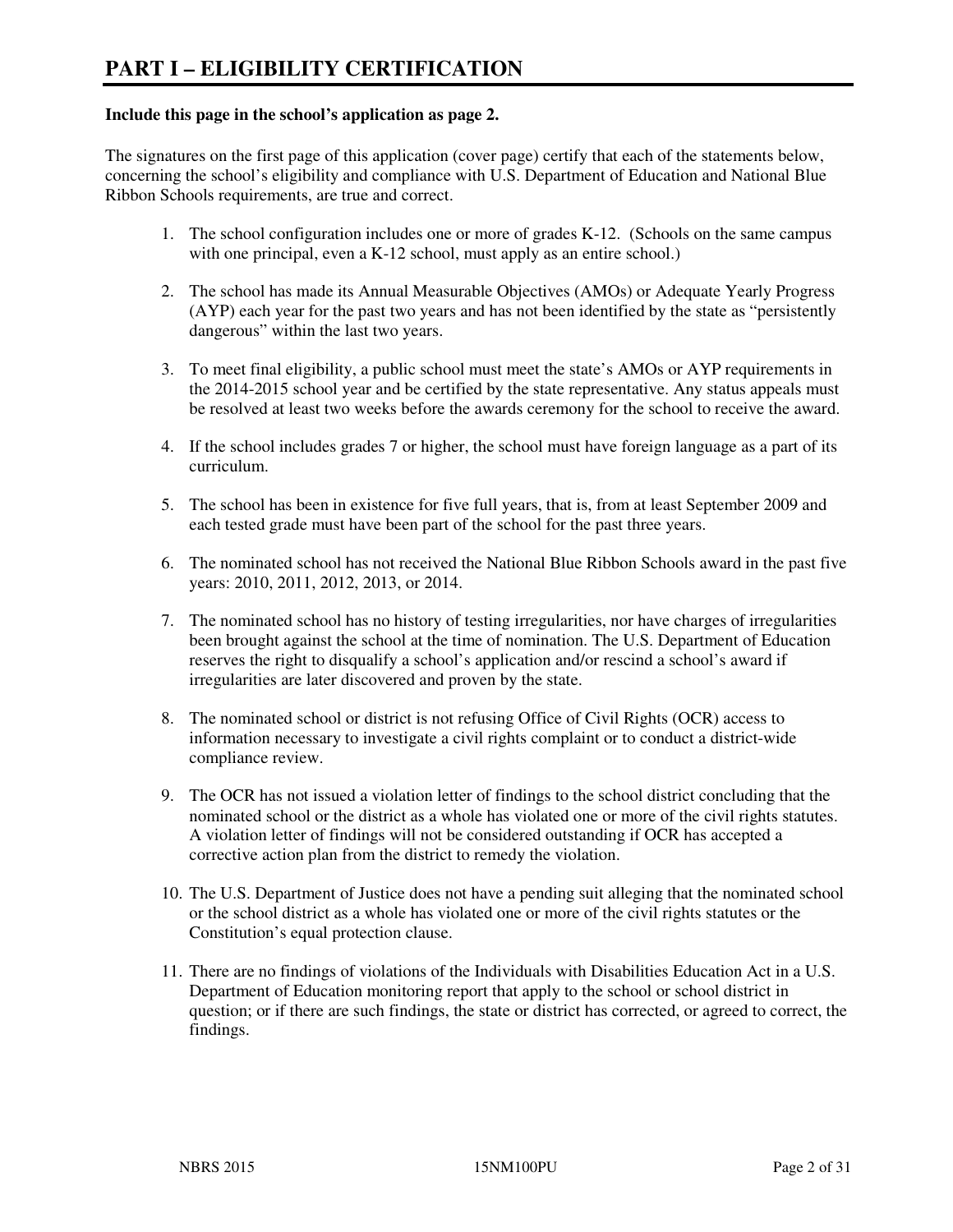# PART I – ELIGIBILITY CERTIFICATION

**Include this page in the school's application as page 2.**

The signatures on the first page of this application (cover page) certify that each of the statements below, concerning the school's eligibility and compliance with U.S. Department of Education and National Blue Ribbon Schools requirements, are true and correct.

1. The school configuration includes one or more of grades K-12. (Schools on the same campus with one principal, even a K-12 school, must apply as an entire school.)

2. The school has made its Annual Measurable Objectives (AMOs) or Adequate Yearly Progress (AYP) each year for the past two years and has not been identified by the state as "persistently dangerous" within the last two years.

3. To meet final eligibility, a public school must meet the state's AMOs or AYP requirements in the 2014-2015 school year and be certified by the state representative. Any status appeals must be resolved at least two weeks before the awards ceremony for the school to receive the award.

4. If the school includes grades 7 or higher, the school must have foreign language as a part of its curriculum.

5. The school has been in existence for five full years, that is, from at least September 2009 and each tested grade must have been part of the school for the past three years.

6. The nominated school has not received the National Blue Ribbon Schools award in the past five years: 2010, 2011, 2012, 2013, or 2014.

7. The nominated school has no history of testing irregularities, nor have charges of irregularities been brought against the school at the time of nomination. The U.S. Department of Education reserves the right to disqualify a school's application and/or rescind a school's award if irregularities are later discovered and proven by the state.

8. The nominated school or district is not refusing Office of Civil Rights (OCR) access to information necessary to investigate a civil rights complaint or to conduct a district-wide compliance review.

9. The OCR has not issued a violation letter of findings to the school district concluding that the nominated school or the district as a whole has violated one or more of the civil rights statutes. A violation letter of findings will not be considered outstanding if OCR has accepted a corrective action plan from the district to remedy the violation.

10. The U.S. Department of Justice does not have a pending suit alleging that the nominated school or the school district as a whole has violated one or more of the civil rights statutes or the Constitution's equal protection clause.

11. There are no findings of violations of the Individuals with Disabilities Education Act in a U.S. Department of Education monitoring report that apply to the school or school district in question; or if there are such findings, the state or district has corrected, or agreed to correct, the findings.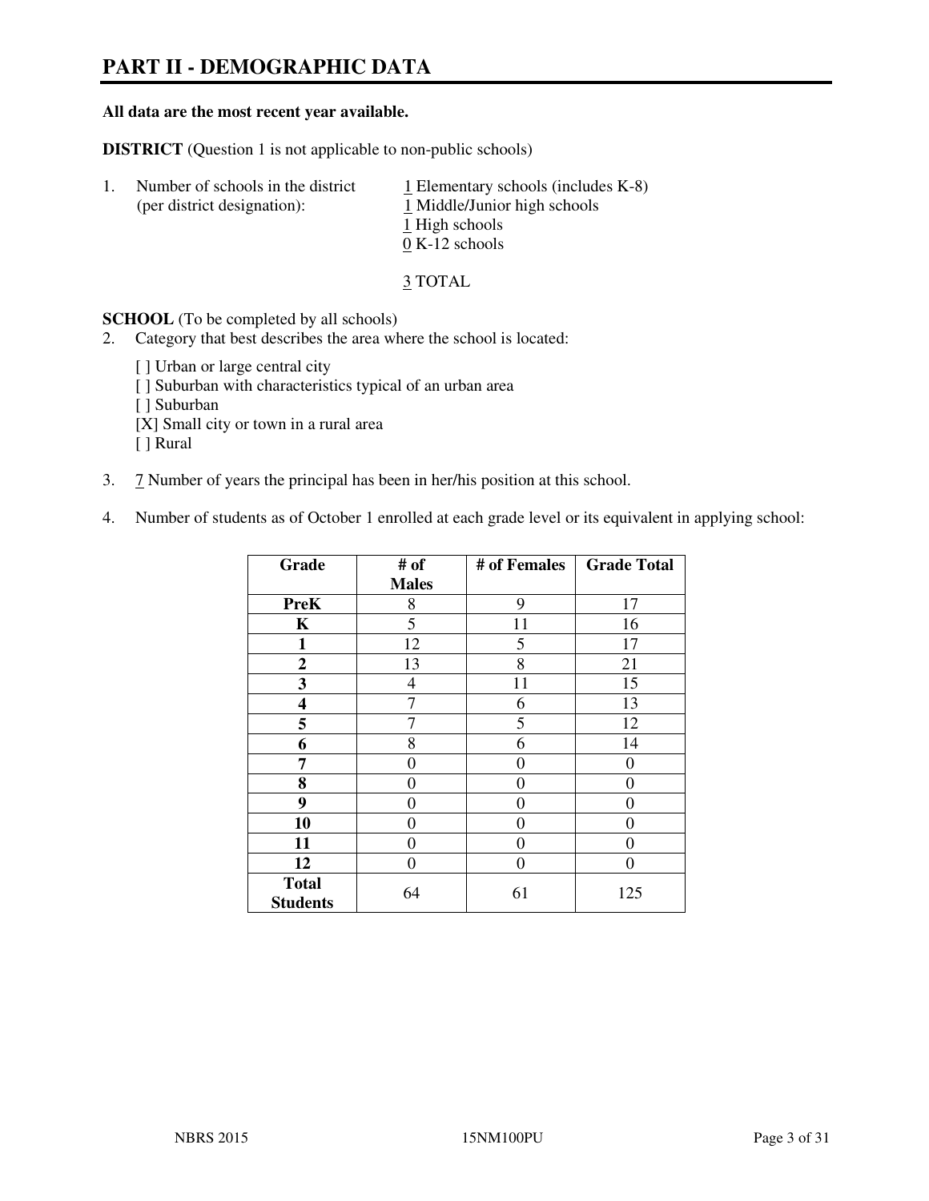# PART II - DEMOGRAPHIC DATA

**All data are the most recent year available.**

**DISTRICT** (Question 1 is not applicable to non-public schools)

1. Number of schools in the district (per district designation):
   - 1 Elementary schools (includes K-8)
   - 1 Middle/Junior high schools
   - 1 High schools
   - 0 K-12 schools

   3 TOTAL

**SCHOOL** (To be completed by all schools)

2. Category that best describes the area where the school is located:

   [ ] Urban or large central city
   [ ] Suburban with characteristics typical of an urban area
   [ ] Suburban
   [X] Small city or town in a rural area
   [ ] Rural

3. 7 Number of years the principal has been in her/his position at this school.

4. Number of students as of October 1 enrolled at each grade level or its equivalent in applying school:

| Grade | # of Males | # of Females | Grade Total |
|---|---|---|---|
| **PreK** | 8 | 9 | 17 |
| **K** | 5 | 11 | 16 |
| **1** | 12 | 5 | 17 |
| **2** | 13 | 8 | 21 |
| **3** | 4 | 11 | 15 |
| **4** | 7 | 6 | 13 |
| **5** | 7 | 5 | 12 |
| **6** | 8 | 6 | 14 |
| **7** | 0 | 0 | 0 |
| **8** | 0 | 0 | 0 |
| **9** | 0 | 0 | 0 |
| **10** | 0 | 0 | 0 |
| **11** | 0 | 0 | 0 |
| **12** | 0 | 0 | 0 |
| **Total Students** | 64 | 61 | 125 |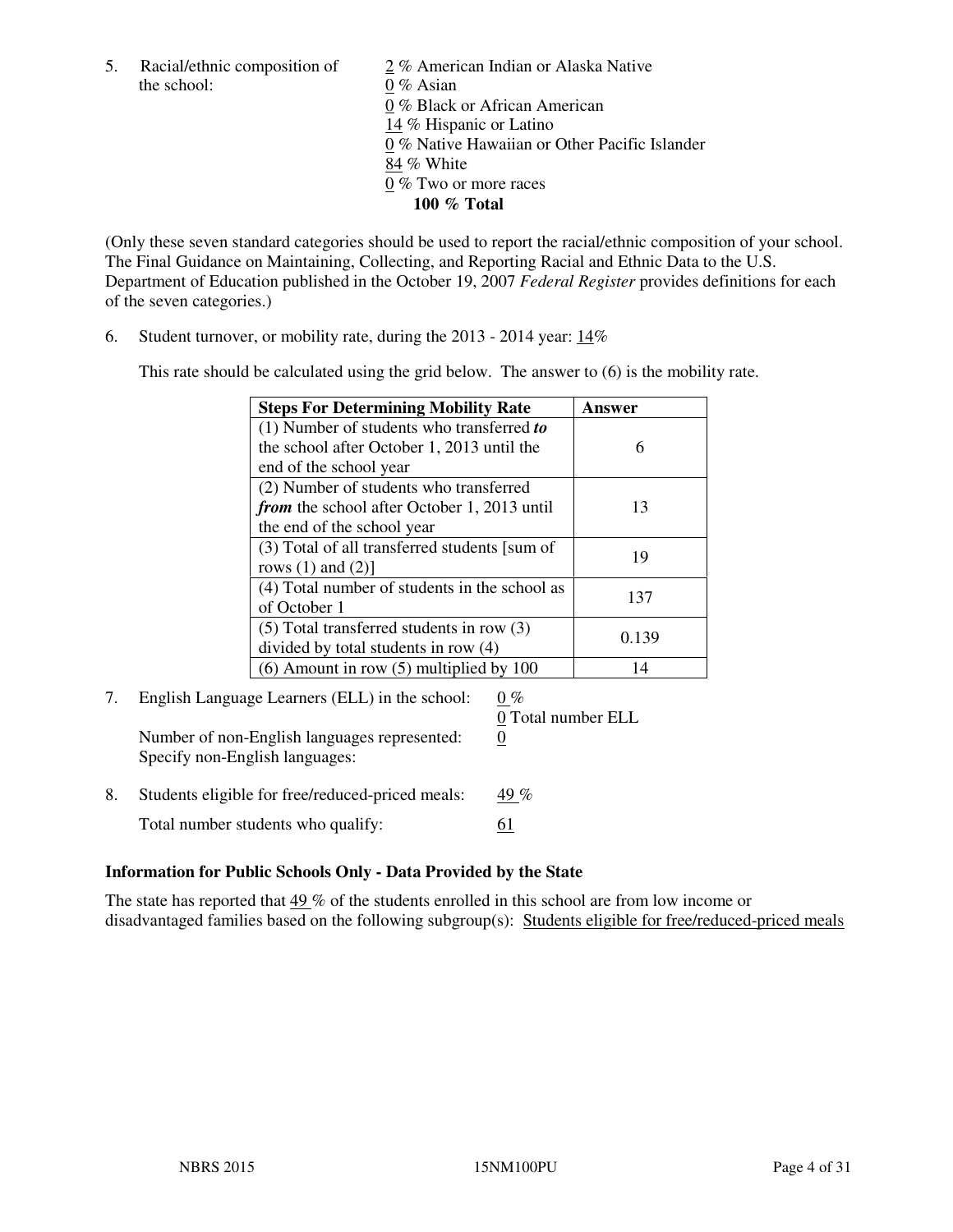5. Racial/ethnic composition of the school:

2 % American Indian or Alaska Native
0 % Asian
0 % Black or African American
14 % Hispanic or Latino
0 % Native Hawaiian or Other Pacific Islander
84 % White
0 % Two or more races
**100 % Total**

(Only these seven standard categories should be used to report the racial/ethnic composition of your school. The Final Guidance on Maintaining, Collecting, and Reporting Racial and Ethnic Data to the U.S. Department of Education published in the October 19, 2007 *Federal Register* provides definitions for each of the seven categories.)

6. Student turnover, or mobility rate, during the 2013 - 2014 year: 14%

This rate should be calculated using the grid below. The answer to (6) is the mobility rate.

| **Steps For Determining Mobility Rate** | **Answer** |
|---|---|
| (1) Number of students who transferred ***to*** the school after October 1, 2013 until the end of the school year | 6 |
| (2) Number of students who transferred ***from*** the school after October 1, 2013 until the end of the school year | 13 |
| (3) Total of all transferred students [sum of rows (1) and (2)] | 19 |
| (4) Total number of students in the school as of October 1 | 137 |
| (5) Total transferred students in row (3) divided by total students in row (4) | 0.139 |
| (6) Amount in row (5) multiplied by 100 | 14 |

7. English Language Learners (ELL) in the school: 0 %
0 Total number ELL
Number of non-English languages represented: 0
Specify non-English languages:

8. Students eligible for free/reduced-priced meals: 49 %
Total number students who qualify: 61

### Information for Public Schools Only - Data Provided by the State

The state has reported that 49 % of the students enrolled in this school are from low income or disadvantaged families based on the following subgroup(s): Students eligible for free/reduced-priced meals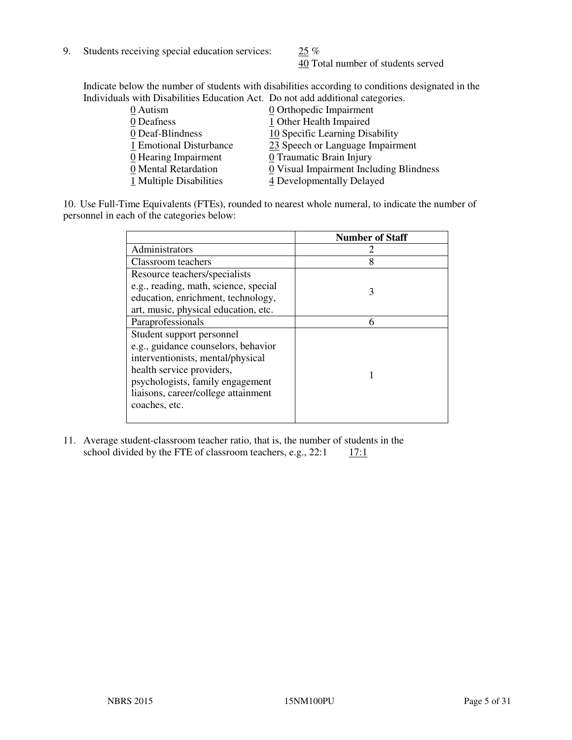9. Students receiving special education services: 25 %
   40 Total number of students served

Indicate below the number of students with disabilities according to conditions designated in the Individuals with Disabilities Education Act. Do not add additional categories.

0 Autism
0 Deafness
0 Deaf-Blindness
1 Emotional Disturbance
0 Hearing Impairment
0 Mental Retardation
1 Multiple Disabilities
0 Orthopedic Impairment
1 Other Health Impaired
10 Specific Learning Disability
23 Speech or Language Impairment
0 Traumatic Brain Injury
0 Visual Impairment Including Blindness
4 Developmentally Delayed

10. Use Full-Time Equivalents (FTEs), rounded to nearest whole numeral, to indicate the number of personnel in each of the categories below:

| | Number of Staff |
|---|---|
| Administrators | 2 |
| Classroom teachers | 8 |
| Resource teachers/specialists e.g., reading, math, science, special education, enrichment, technology, art, music, physical education, etc. | 3 |
| Paraprofessionals | 6 |
| Student support personnel e.g., guidance counselors, behavior interventionists, mental/physical health service providers, psychologists, family engagement liaisons, career/college attainment coaches, etc. | 1 |

11. Average student-classroom teacher ratio, that is, the number of students in the school divided by the FTE of classroom teachers, e.g., 22:1 17:1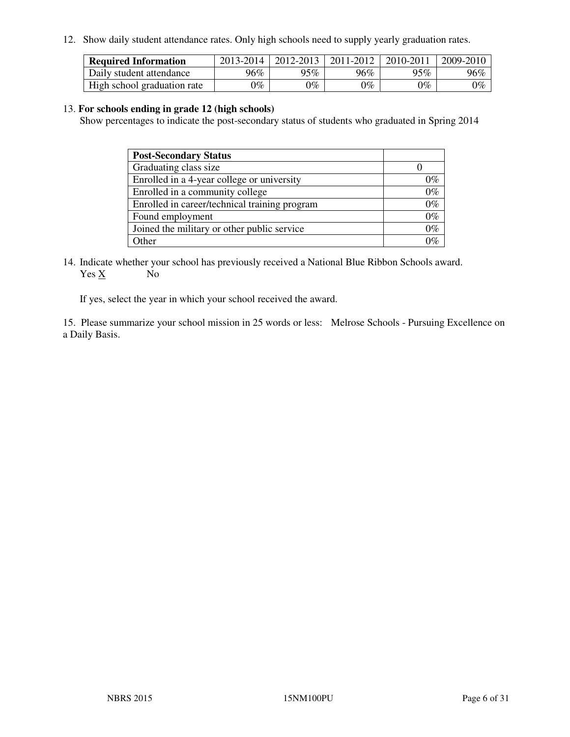12. Show daily student attendance rates. Only high schools need to supply yearly graduation rates.

| Required Information | 2013-2014 | 2012-2013 | 2011-2012 | 2010-2011 | 2009-2010 |
|---|---|---|---|---|---|
| Daily student attendance | 96% | 95% | 96% | 95% | 96% |
| High school graduation rate | 0% | 0% | 0% | 0% | 0% |

13. **For schools ending in grade 12 (high schools)**
Show percentages to indicate the post-secondary status of students who graduated in Spring 2014

| Post-Secondary Status | |
|---|---|
| Graduating class size | 0 |
| Enrolled in a 4-year college or university | 0% |
| Enrolled in a community college | 0% |
| Enrolled in career/technical training program | 0% |
| Found employment | 0% |
| Joined the military or other public service | 0% |
| Other | 0% |

14. Indicate whether your school has previously received a National Blue Ribbon Schools award.
Yes X No

If yes, select the year in which your school received the award.

15. Please summarize your school mission in 25 words or less: Melrose Schools - Pursuing Excellence on a Daily Basis.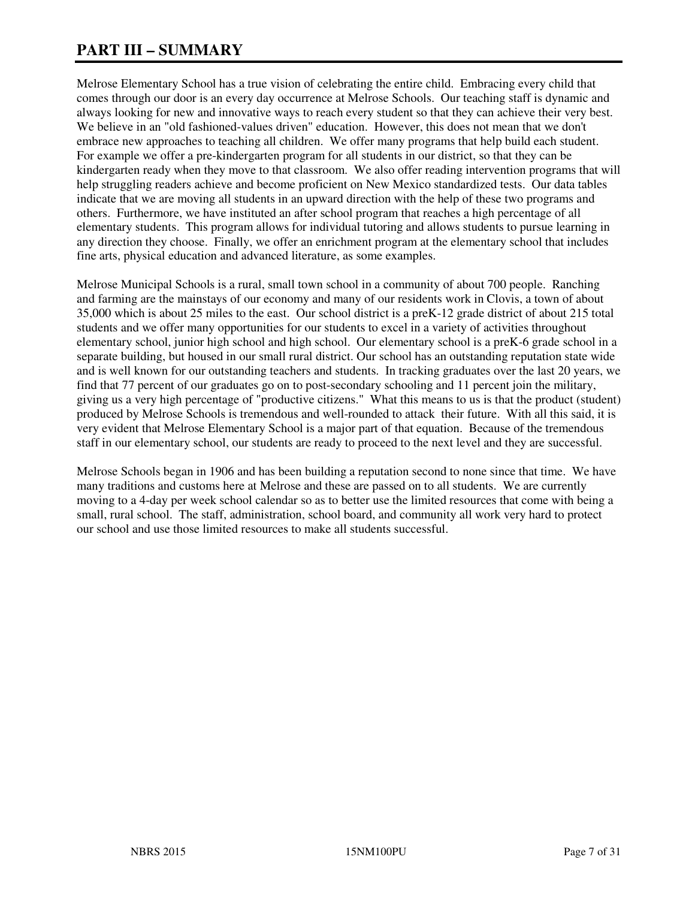# PART III – SUMMARY

Melrose Elementary School has a true vision of celebrating the entire child. Embracing every child that comes through our door is an every day occurrence at Melrose Schools. Our teaching staff is dynamic and always looking for new and innovative ways to reach every student so that they can achieve their very best. We believe in an "old fashioned-values driven" education. However, this does not mean that we don't embrace new approaches to teaching all children. We offer many programs that help build each student. For example we offer a pre-kindergarten program for all students in our district, so that they can be kindergarten ready when they move to that classroom. We also offer reading intervention programs that will help struggling readers achieve and become proficient on New Mexico standardized tests. Our data tables indicate that we are moving all students in an upward direction with the help of these two programs and others. Furthermore, we have instituted an after school program that reaches a high percentage of all elementary students. This program allows for individual tutoring and allows students to pursue learning in any direction they choose. Finally, we offer an enrichment program at the elementary school that includes fine arts, physical education and advanced literature, as some examples.

Melrose Municipal Schools is a rural, small town school in a community of about 700 people. Ranching and farming are the mainstays of our economy and many of our residents work in Clovis, a town of about 35,000 which is about 25 miles to the east. Our school district is a preK-12 grade district of about 215 total students and we offer many opportunities for our students to excel in a variety of activities throughout elementary school, junior high school and high school. Our elementary school is a preK-6 grade school in a separate building, but housed in our small rural district. Our school has an outstanding reputation state wide and is well known for our outstanding teachers and students. In tracking graduates over the last 20 years, we find that 77 percent of our graduates go on to post-secondary schooling and 11 percent join the military, giving us a very high percentage of "productive citizens." What this means to us is that the product (student) produced by Melrose Schools is tremendous and well-rounded to attack their future. With all this said, it is very evident that Melrose Elementary School is a major part of that equation. Because of the tremendous staff in our elementary school, our students are ready to proceed to the next level and they are successful.

Melrose Schools began in 1906 and has been building a reputation second to none since that time. We have many traditions and customs here at Melrose and these are passed on to all students. We are currently moving to a 4-day per week school calendar so as to better use the limited resources that come with being a small, rural school. The staff, administration, school board, and community all work very hard to protect our school and use those limited resources to make all students successful.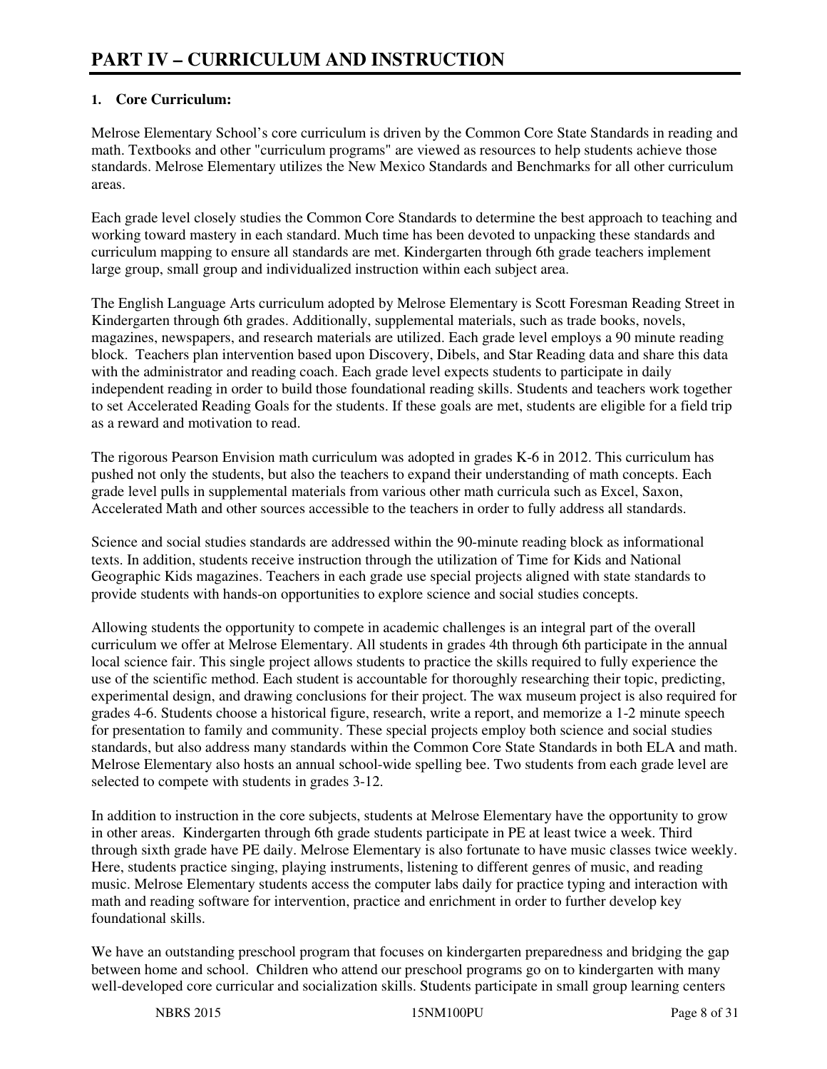# PART IV – CURRICULUM AND INSTRUCTION

**1. Core Curriculum:**

Melrose Elementary School's core curriculum is driven by the Common Core State Standards in reading and math. Textbooks and other "curriculum programs" are viewed as resources to help students achieve those standards. Melrose Elementary utilizes the New Mexico Standards and Benchmarks for all other curriculum areas.

Each grade level closely studies the Common Core Standards to determine the best approach to teaching and working toward mastery in each standard. Much time has been devoted to unpacking these standards and curriculum mapping to ensure all standards are met. Kindergarten through 6th grade teachers implement large group, small group and individualized instruction within each subject area.

The English Language Arts curriculum adopted by Melrose Elementary is Scott Foresman Reading Street in Kindergarten through 6th grades. Additionally, supplemental materials, such as trade books, novels, magazines, newspapers, and research materials are utilized. Each grade level employs a 90 minute reading block. Teachers plan intervention based upon Discovery, Dibels, and Star Reading data and share this data with the administrator and reading coach. Each grade level expects students to participate in daily independent reading in order to build those foundational reading skills. Students and teachers work together to set Accelerated Reading Goals for the students. If these goals are met, students are eligible for a field trip as a reward and motivation to read.

The rigorous Pearson Envision math curriculum was adopted in grades K-6 in 2012. This curriculum has pushed not only the students, but also the teachers to expand their understanding of math concepts. Each grade level pulls in supplemental materials from various other math curricula such as Excel, Saxon, Accelerated Math and other sources accessible to the teachers in order to fully address all standards.

Science and social studies standards are addressed within the 90-minute reading block as informational texts. In addition, students receive instruction through the utilization of Time for Kids and National Geographic Kids magazines. Teachers in each grade use special projects aligned with state standards to provide students with hands-on opportunities to explore science and social studies concepts.

Allowing students the opportunity to compete in academic challenges is an integral part of the overall curriculum we offer at Melrose Elementary. All students in grades 4th through 6th participate in the annual local science fair. This single project allows students to practice the skills required to fully experience the use of the scientific method. Each student is accountable for thoroughly researching their topic, predicting, experimental design, and drawing conclusions for their project. The wax museum project is also required for grades 4-6. Students choose a historical figure, research, write a report, and memorize a 1-2 minute speech for presentation to family and community. These special projects employ both science and social studies standards, but also address many standards within the Common Core State Standards in both ELA and math. Melrose Elementary also hosts an annual school-wide spelling bee. Two students from each grade level are selected to compete with students in grades 3-12.

In addition to instruction in the core subjects, students at Melrose Elementary have the opportunity to grow in other areas. Kindergarten through 6th grade students participate in PE at least twice a week. Third through sixth grade have PE daily. Melrose Elementary is also fortunate to have music classes twice weekly. Here, students practice singing, playing instruments, listening to different genres of music, and reading music. Melrose Elementary students access the computer labs daily for practice typing and interaction with math and reading software for intervention, practice and enrichment in order to further develop key foundational skills.

We have an outstanding preschool program that focuses on kindergarten preparedness and bridging the gap between home and school. Children who attend our preschool programs go on to kindergarten with many well-developed core curricular and socialization skills. Students participate in small group learning centers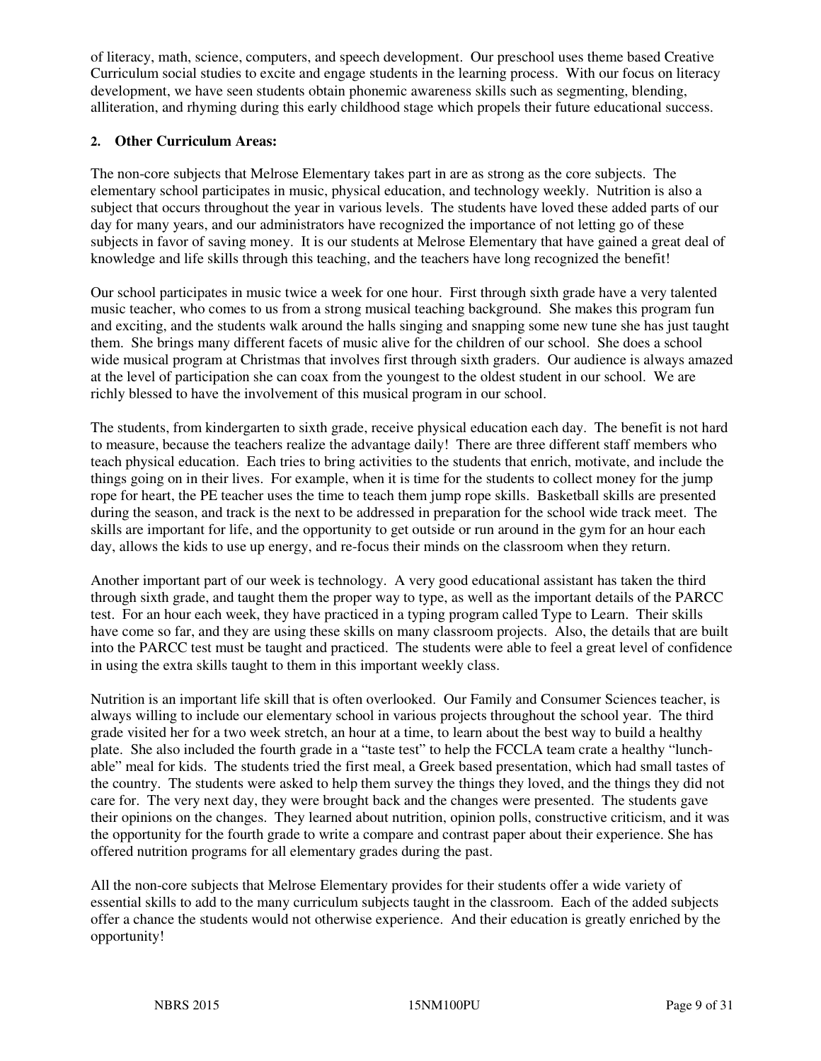of literacy, math, science, computers, and speech development. Our preschool uses theme based Creative Curriculum social studies to excite and engage students in the learning process. With our focus on literacy development, we have seen students obtain phonemic awareness skills such as segmenting, blending, alliteration, and rhyming during this early childhood stage which propels their future educational success.

**2. Other Curriculum Areas:**

The non-core subjects that Melrose Elementary takes part in are as strong as the core subjects. The elementary school participates in music, physical education, and technology weekly. Nutrition is also a subject that occurs throughout the year in various levels. The students have loved these added parts of our day for many years, and our administrators have recognized the importance of not letting go of these subjects in favor of saving money. It is our students at Melrose Elementary that have gained a great deal of knowledge and life skills through this teaching, and the teachers have long recognized the benefit!

Our school participates in music twice a week for one hour. First through sixth grade have a very talented music teacher, who comes to us from a strong musical teaching background. She makes this program fun and exciting, and the students walk around the halls singing and snapping some new tune she has just taught them. She brings many different facets of music alive for the children of our school. She does a school wide musical program at Christmas that involves first through sixth graders. Our audience is always amazed at the level of participation she can coax from the youngest to the oldest student in our school. We are richly blessed to have the involvement of this musical program in our school.

The students, from kindergarten to sixth grade, receive physical education each day. The benefit is not hard to measure, because the teachers realize the advantage daily! There are three different staff members who teach physical education. Each tries to bring activities to the students that enrich, motivate, and include the things going on in their lives. For example, when it is time for the students to collect money for the jump rope for heart, the PE teacher uses the time to teach them jump rope skills. Basketball skills are presented during the season, and track is the next to be addressed in preparation for the school wide track meet. The skills are important for life, and the opportunity to get outside or run around in the gym for an hour each day, allows the kids to use up energy, and re-focus their minds on the classroom when they return.

Another important part of our week is technology. A very good educational assistant has taken the third through sixth grade, and taught them the proper way to type, as well as the important details of the PARCC test. For an hour each week, they have practiced in a typing program called Type to Learn. Their skills have come so far, and they are using these skills on many classroom projects. Also, the details that are built into the PARCC test must be taught and practiced. The students were able to feel a great level of confidence in using the extra skills taught to them in this important weekly class.

Nutrition is an important life skill that is often overlooked. Our Family and Consumer Sciences teacher, is always willing to include our elementary school in various projects throughout the school year. The third grade visited her for a two week stretch, an hour at a time, to learn about the best way to build a healthy plate. She also included the fourth grade in a "taste test" to help the FCCLA team crate a healthy "lunch-able" meal for kids. The students tried the first meal, a Greek based presentation, which had small tastes of the country. The students were asked to help them survey the things they loved, and the things they did not care for. The very next day, they were brought back and the changes were presented. The students gave their opinions on the changes. They learned about nutrition, opinion polls, constructive criticism, and it was the opportunity for the fourth grade to write a compare and contrast paper about their experience. She has offered nutrition programs for all elementary grades during the past.

All the non-core subjects that Melrose Elementary provides for their students offer a wide variety of essential skills to add to the many curriculum subjects taught in the classroom. Each of the added subjects offer a chance the students would not otherwise experience. And their education is greatly enriched by the opportunity!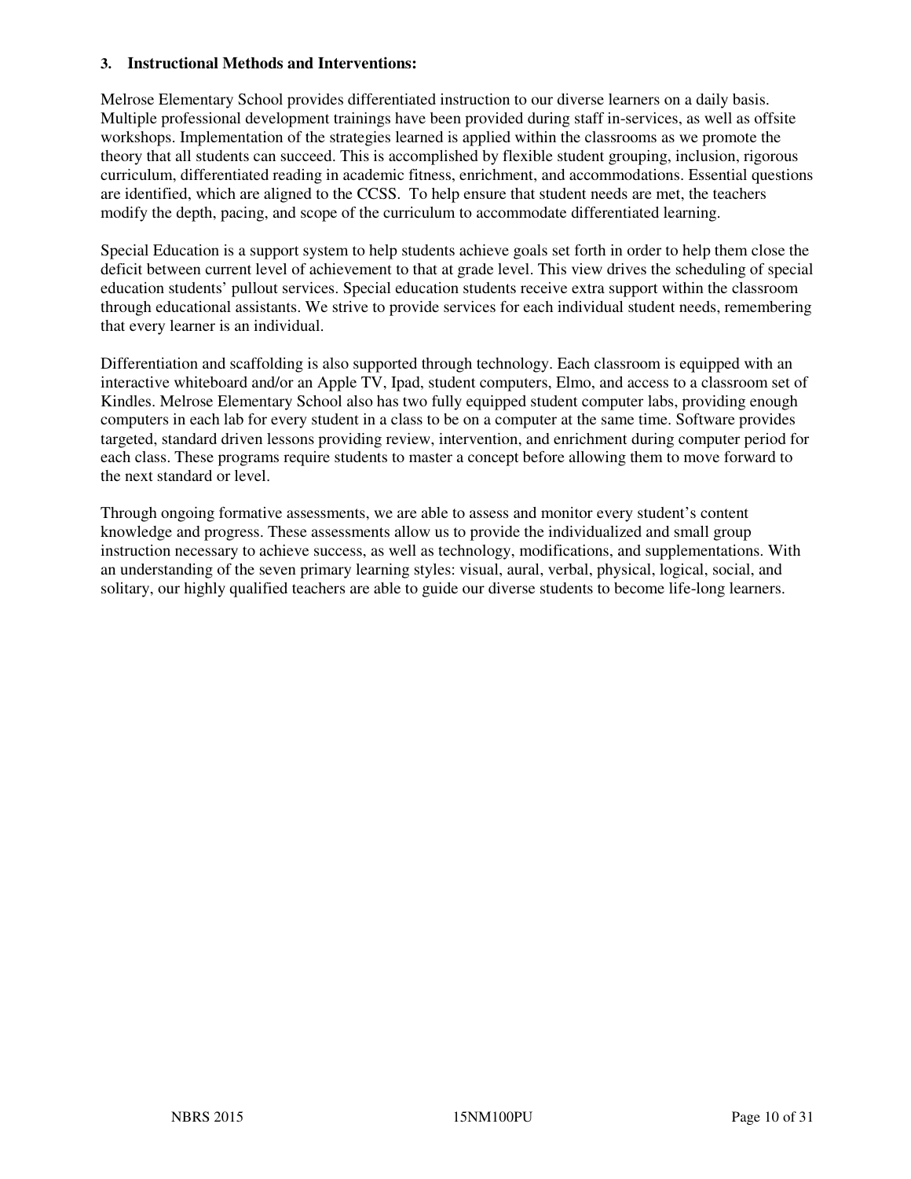### 3. Instructional Methods and Interventions:

Melrose Elementary School provides differentiated instruction to our diverse learners on a daily basis. Multiple professional development trainings have been provided during staff in-services, as well as offsite workshops. Implementation of the strategies learned is applied within the classrooms as we promote the theory that all students can succeed. This is accomplished by flexible student grouping, inclusion, rigorous curriculum, differentiated reading in academic fitness, enrichment, and accommodations. Essential questions are identified, which are aligned to the CCSS. To help ensure that student needs are met, the teachers modify the depth, pacing, and scope of the curriculum to accommodate differentiated learning.

Special Education is a support system to help students achieve goals set forth in order to help them close the deficit between current level of achievement to that at grade level. This view drives the scheduling of special education students' pullout services. Special education students receive extra support within the classroom through educational assistants. We strive to provide services for each individual student needs, remembering that every learner is an individual.

Differentiation and scaffolding is also supported through technology. Each classroom is equipped with an interactive whiteboard and/or an Apple TV, Ipad, student computers, Elmo, and access to a classroom set of Kindles. Melrose Elementary School also has two fully equipped student computer labs, providing enough computers in each lab for every student in a class to be on a computer at the same time. Software provides targeted, standard driven lessons providing review, intervention, and enrichment during computer period for each class. These programs require students to master a concept before allowing them to move forward to the next standard or level.

Through ongoing formative assessments, we are able to assess and monitor every student's content knowledge and progress. These assessments allow us to provide the individualized and small group instruction necessary to achieve success, as well as technology, modifications, and supplementations. With an understanding of the seven primary learning styles: visual, aural, verbal, physical, logical, social, and solitary, our highly qualified teachers are able to guide our diverse students to become life-long learners.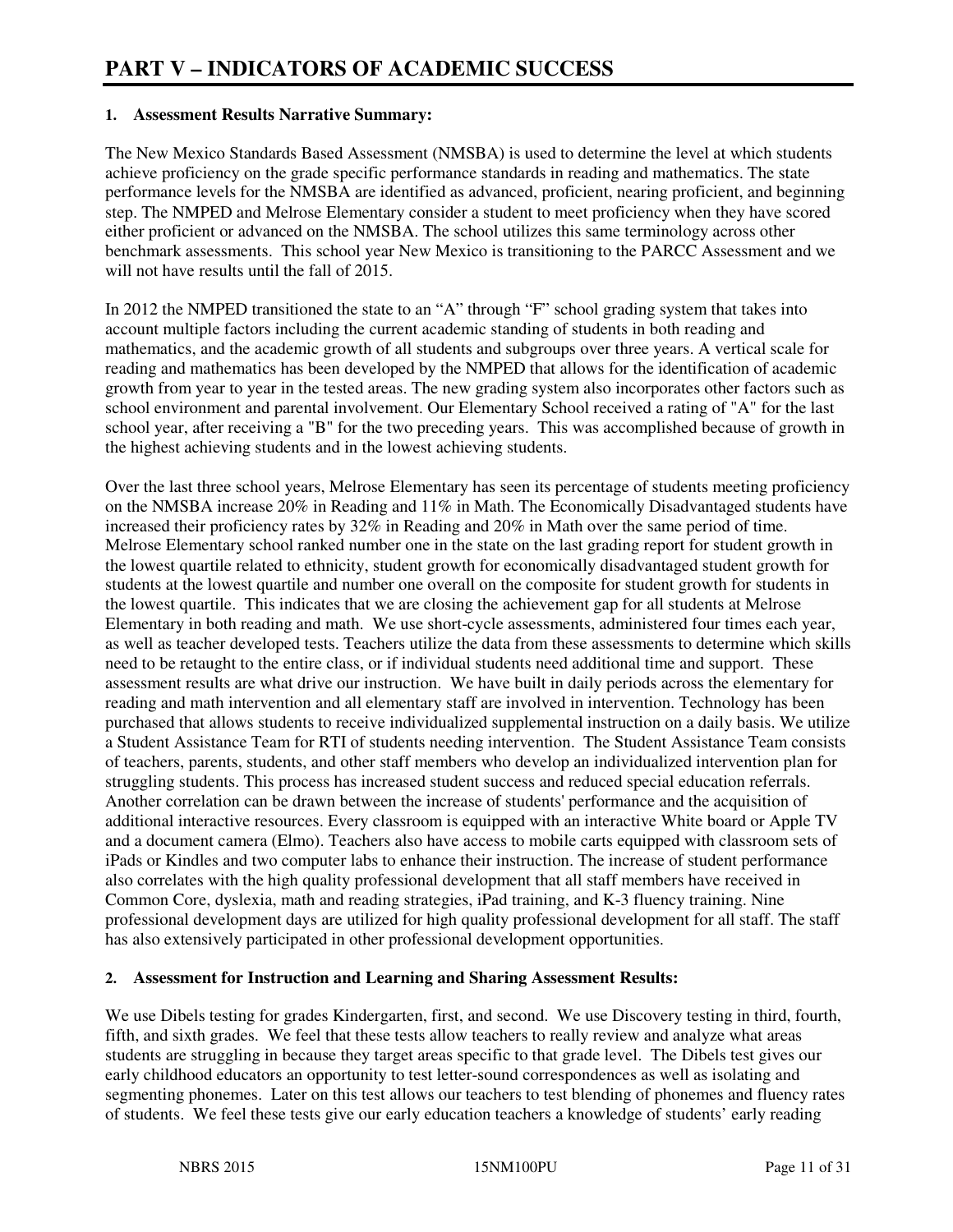# PART V – INDICATORS OF ACADEMIC SUCCESS

### 1. Assessment Results Narrative Summary:

The New Mexico Standards Based Assessment (NMSBA) is used to determine the level at which students achieve proficiency on the grade specific performance standards in reading and mathematics. The state performance levels for the NMSBA are identified as advanced, proficient, nearing proficient, and beginning step. The NMPED and Melrose Elementary consider a student to meet proficiency when they have scored either proficient or advanced on the NMSBA. The school utilizes this same terminology across other benchmark assessments. This school year New Mexico is transitioning to the PARCC Assessment and we will not have results until the fall of 2015.

In 2012 the NMPED transitioned the state to an "A" through "F" school grading system that takes into account multiple factors including the current academic standing of students in both reading and mathematics, and the academic growth of all students and subgroups over three years. A vertical scale for reading and mathematics has been developed by the NMPED that allows for the identification of academic growth from year to year in the tested areas. The new grading system also incorporates other factors such as school environment and parental involvement. Our Elementary School received a rating of "A" for the last school year, after receiving a "B" for the two preceding years. This was accomplished because of growth in the highest achieving students and in the lowest achieving students.

Over the last three school years, Melrose Elementary has seen its percentage of students meeting proficiency on the NMSBA increase 20% in Reading and 11% in Math. The Economically Disadvantaged students have increased their proficiency rates by 32% in Reading and 20% in Math over the same period of time. Melrose Elementary school ranked number one in the state on the last grading report for student growth in the lowest quartile related to ethnicity, student growth for economically disadvantaged student growth for students at the lowest quartile and number one overall on the composite for student growth for students in the lowest quartile. This indicates that we are closing the achievement gap for all students at Melrose Elementary in both reading and math. We use short-cycle assessments, administered four times each year, as well as teacher developed tests. Teachers utilize the data from these assessments to determine which skills need to be retaught to the entire class, or if individual students need additional time and support. These assessment results are what drive our instruction. We have built in daily periods across the elementary for reading and math intervention and all elementary staff are involved in intervention. Technology has been purchased that allows students to receive individualized supplemental instruction on a daily basis. We utilize a Student Assistance Team for RTI of students needing intervention. The Student Assistance Team consists of teachers, parents, students, and other staff members who develop an individualized intervention plan for struggling students. This process has increased student success and reduced special education referrals. Another correlation can be drawn between the increase of students' performance and the acquisition of additional interactive resources. Every classroom is equipped with an interactive White board or Apple TV and a document camera (Elmo). Teachers also have access to mobile carts equipped with classroom sets of iPads or Kindles and two computer labs to enhance their instruction. The increase of student performance also correlates with the high quality professional development that all staff members have received in Common Core, dyslexia, math and reading strategies, iPad training, and K-3 fluency training. Nine professional development days are utilized for high quality professional development for all staff. The staff has also extensively participated in other professional development opportunities.

### 2. Assessment for Instruction and Learning and Sharing Assessment Results:

We use Dibels testing for grades Kindergarten, first, and second. We use Discovery testing in third, fourth, fifth, and sixth grades. We feel that these tests allow teachers to really review and analyze what areas students are struggling in because they target areas specific to that grade level. The Dibels test gives our early childhood educators an opportunity to test letter-sound correspondences as well as isolating and segmenting phonemes. Later on this test allows our teachers to test blending of phonemes and fluency rates of students. We feel these tests give our early education teachers a knowledge of students' early reading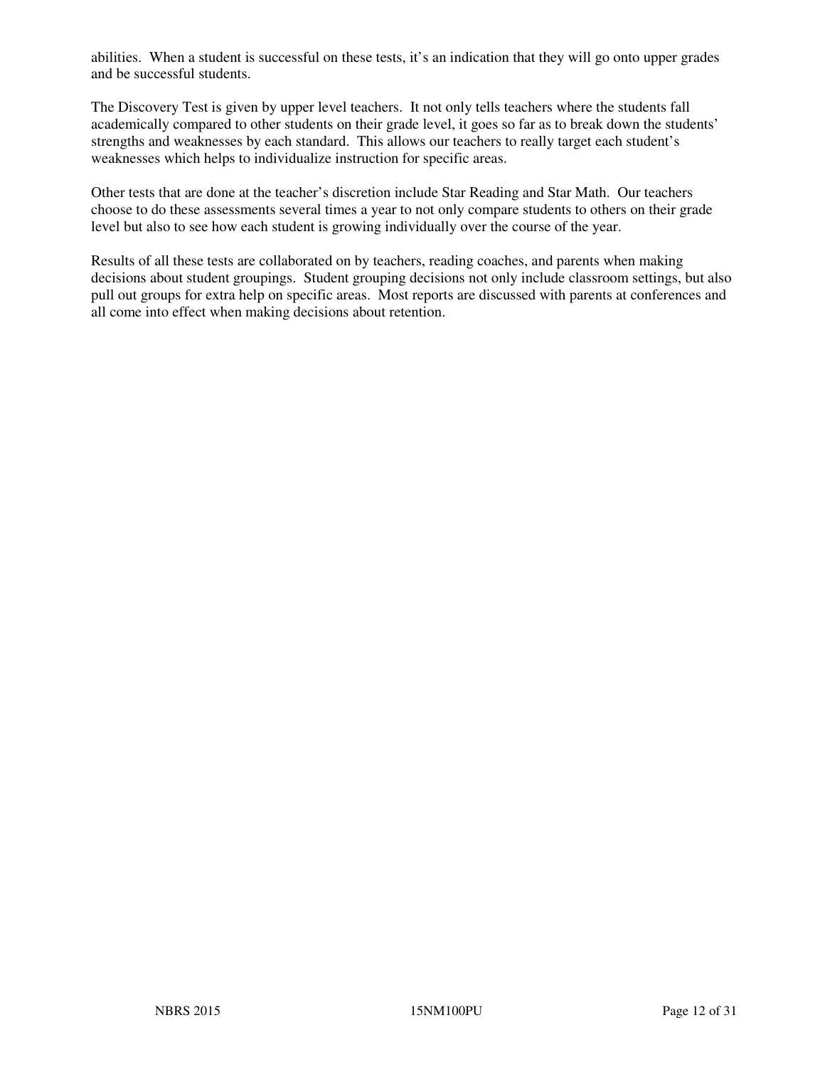abilities.  When a student is successful on these tests, it’s an indication that they will go onto upper grades and be successful students.

The Discovery Test is given by upper level teachers.  It not only tells teachers where the students fall academically compared to other students on their grade level, it goes so far as to break down the students’ strengths and weaknesses by each standard.  This allows our teachers to really target each student’s weaknesses which helps to individualize instruction for specific areas.

Other tests that are done at the teacher’s discretion include Star Reading and Star Math.  Our teachers choose to do these assessments several times a year to not only compare students to others on their grade level but also to see how each student is growing individually over the course of the year.

Results of all these tests are collaborated on by teachers, reading coaches, and parents when making decisions about student groupings.  Student grouping decisions not only include classroom settings, but also pull out groups for extra help on specific areas.  Most reports are discussed with parents at conferences and all come into effect when making decisions about retention.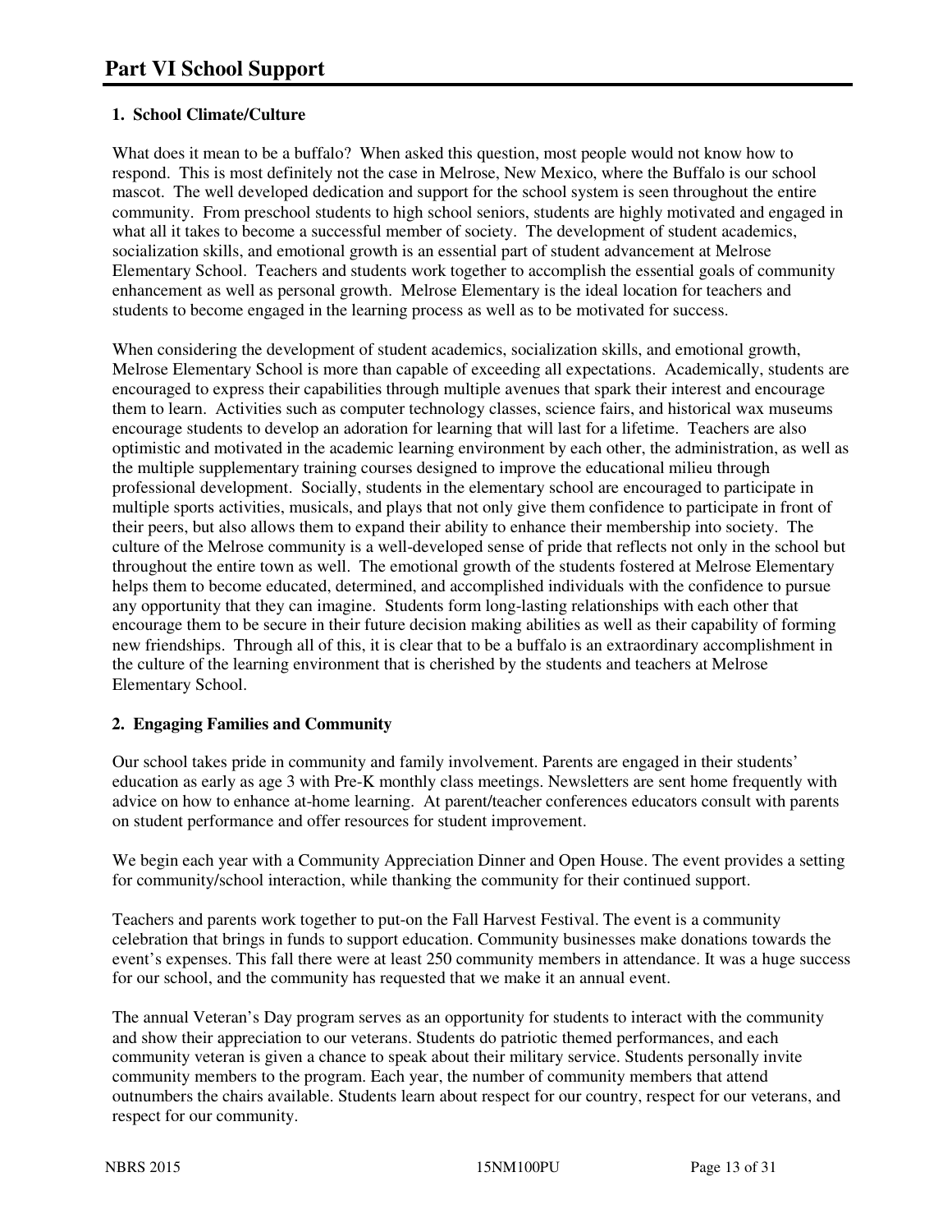# Part VI School Support

**1. School Climate/Culture**

What does it mean to be a buffalo? When asked this question, most people would not know how to respond. This is most definitely not the case in Melrose, New Mexico, where the Buffalo is our school mascot. The well developed dedication and support for the school system is seen throughout the entire community. From preschool students to high school seniors, students are highly motivated and engaged in what all it takes to become a successful member of society. The development of student academics, socialization skills, and emotional growth is an essential part of student advancement at Melrose Elementary School. Teachers and students work together to accomplish the essential goals of community enhancement as well as personal growth. Melrose Elementary is the ideal location for teachers and students to become engaged in the learning process as well as to be motivated for success.

When considering the development of student academics, socialization skills, and emotional growth, Melrose Elementary School is more than capable of exceeding all expectations. Academically, students are encouraged to express their capabilities through multiple avenues that spark their interest and encourage them to learn. Activities such as computer technology classes, science fairs, and historical wax museums encourage students to develop an adoration for learning that will last for a lifetime. Teachers are also optimistic and motivated in the academic learning environment by each other, the administration, as well as the multiple supplementary training courses designed to improve the educational milieu through professional development. Socially, students in the elementary school are encouraged to participate in multiple sports activities, musicals, and plays that not only give them confidence to participate in front of their peers, but also allows them to expand their ability to enhance their membership into society. The culture of the Melrose community is a well-developed sense of pride that reflects not only in the school but throughout the entire town as well. The emotional growth of the students fostered at Melrose Elementary helps them to become educated, determined, and accomplished individuals with the confidence to pursue any opportunity that they can imagine. Students form long-lasting relationships with each other that encourage them to be secure in their future decision making abilities as well as their capability of forming new friendships. Through all of this, it is clear that to be a buffalo is an extraordinary accomplishment in the culture of the learning environment that is cherished by the students and teachers at Melrose Elementary School.

**2. Engaging Families and Community**

Our school takes pride in community and family involvement. Parents are engaged in their students' education as early as age 3 with Pre-K monthly class meetings. Newsletters are sent home frequently with advice on how to enhance at-home learning. At parent/teacher conferences educators consult with parents on student performance and offer resources for student improvement.

We begin each year with a Community Appreciation Dinner and Open House. The event provides a setting for community/school interaction, while thanking the community for their continued support.

Teachers and parents work together to put-on the Fall Harvest Festival. The event is a community celebration that brings in funds to support education. Community businesses make donations towards the event's expenses. This fall there were at least 250 community members in attendance. It was a huge success for our school, and the community has requested that we make it an annual event.

The annual Veteran's Day program serves as an opportunity for students to interact with the community and show their appreciation to our veterans. Students do patriotic themed performances, and each community veteran is given a chance to speak about their military service. Students personally invite community members to the program. Each year, the number of community members that attend outnumbers the chairs available. Students learn about respect for our country, respect for our veterans, and respect for our community.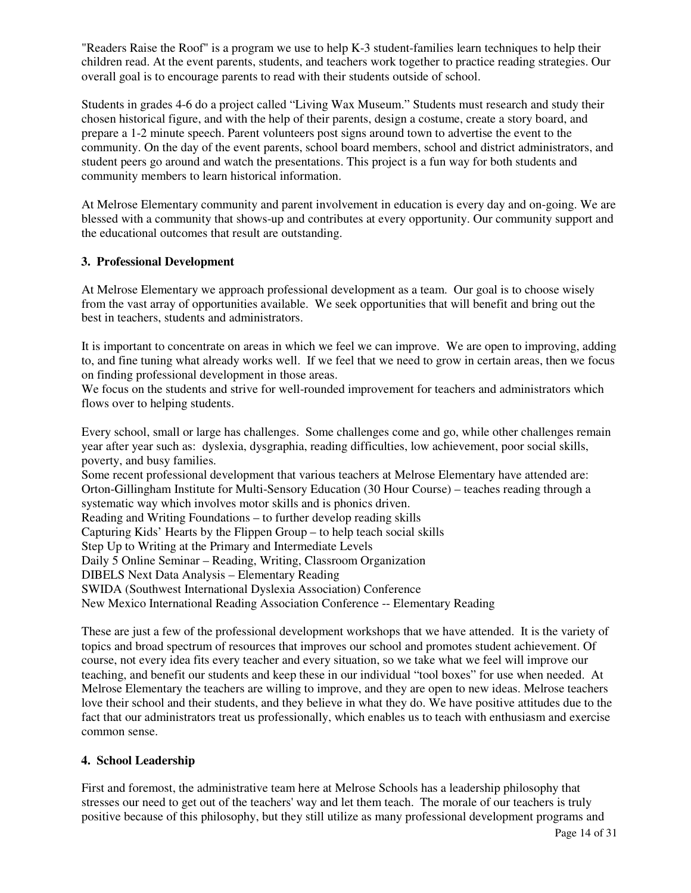"Readers Raise the Roof" is a program we use to help K-3 student-families learn techniques to help their children read. At the event parents, students, and teachers work together to practice reading strategies. Our overall goal is to encourage parents to read with their students outside of school.

Students in grades 4-6 do a project called "Living Wax Museum." Students must research and study their chosen historical figure, and with the help of their parents, design a costume, create a story board, and prepare a 1-2 minute speech. Parent volunteers post signs around town to advertise the event to the community. On the day of the event parents, school board members, school and district administrators, and student peers go around and watch the presentations. This project is a fun way for both students and community members to learn historical information.

At Melrose Elementary community and parent involvement in education is every day and on-going. We are blessed with a community that shows-up and contributes at every opportunity. Our community support and the educational outcomes that result are outstanding.

### 3. Professional Development

At Melrose Elementary we approach professional development as a team. Our goal is to choose wisely from the vast array of opportunities available. We seek opportunities that will benefit and bring out the best in teachers, students and administrators.

It is important to concentrate on areas in which we feel we can improve. We are open to improving, adding to, and fine tuning what already works well. If we feel that we need to grow in certain areas, then we focus on finding professional development in those areas.
We focus on the students and strive for well-rounded improvement for teachers and administrators which flows over to helping students.

Every school, small or large has challenges. Some challenges come and go, while other challenges remain year after year such as: dyslexia, dysgraphia, reading difficulties, low achievement, poor social skills, poverty, and busy families.
Some recent professional development that various teachers at Melrose Elementary have attended are:
Orton-Gillingham Institute for Multi-Sensory Education (30 Hour Course) – teaches reading through a systematic way which involves motor skills and is phonics driven.
Reading and Writing Foundations – to further develop reading skills
Capturing Kids' Hearts by the Flippen Group – to help teach social skills
Step Up to Writing at the Primary and Intermediate Levels
Daily 5 Online Seminar – Reading, Writing, Classroom Organization
DIBELS Next Data Analysis – Elementary Reading
SWIDA (Southwest International Dyslexia Association) Conference
New Mexico International Reading Association Conference -- Elementary Reading

These are just a few of the professional development workshops that we have attended. It is the variety of topics and broad spectrum of resources that improves our school and promotes student achievement. Of course, not every idea fits every teacher and every situation, so we take what we feel will improve our teaching, and benefit our students and keep these in our individual "tool boxes" for use when needed. At Melrose Elementary the teachers are willing to improve, and they are open to new ideas. Melrose teachers love their school and their students, and they believe in what they do. We have positive attitudes due to the fact that our administrators treat us professionally, which enables us to teach with enthusiasm and exercise common sense.

### 4. School Leadership

First and foremost, the administrative team here at Melrose Schools has a leadership philosophy that stresses our need to get out of the teachers' way and let them teach. The morale of our teachers is truly positive because of this philosophy, but they still utilize as many professional development programs and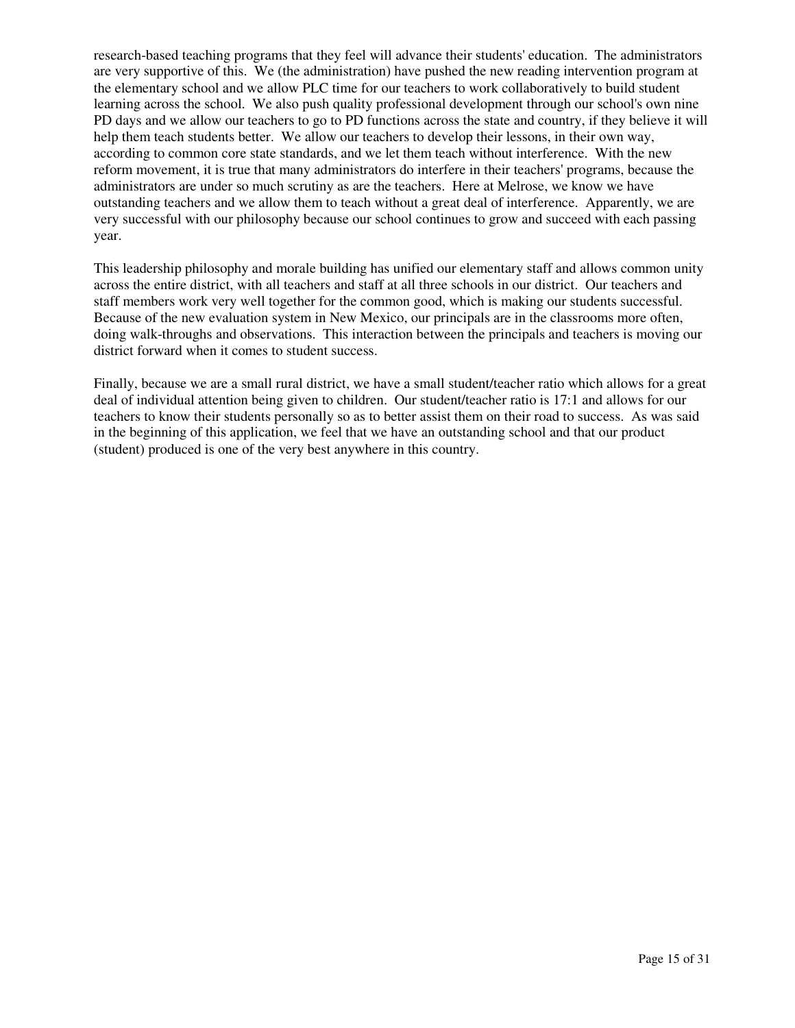research-based teaching programs that they feel will advance their students' education. The administrators are very supportive of this. We (the administration) have pushed the new reading intervention program at the elementary school and we allow PLC time for our teachers to work collaboratively to build student learning across the school. We also push quality professional development through our school's own nine PD days and we allow our teachers to go to PD functions across the state and country, if they believe it will help them teach students better. We allow our teachers to develop their lessons, in their own way, according to common core state standards, and we let them teach without interference. With the new reform movement, it is true that many administrators do interfere in their teachers' programs, because the administrators are under so much scrutiny as are the teachers. Here at Melrose, we know we have outstanding teachers and we allow them to teach without a great deal of interference. Apparently, we are very successful with our philosophy because our school continues to grow and succeed with each passing year.

This leadership philosophy and morale building has unified our elementary staff and allows common unity across the entire district, with all teachers and staff at all three schools in our district. Our teachers and staff members work very well together for the common good, which is making our students successful. Because of the new evaluation system in New Mexico, our principals are in the classrooms more often, doing walk-throughs and observations. This interaction between the principals and teachers is moving our district forward when it comes to student success.

Finally, because we are a small rural district, we have a small student/teacher ratio which allows for a great deal of individual attention being given to children. Our student/teacher ratio is 17:1 and allows for our teachers to know their students personally so as to better assist them on their road to success. As was said in the beginning of this application, we feel that we have an outstanding school and that our product (student) produced is one of the very best anywhere in this country.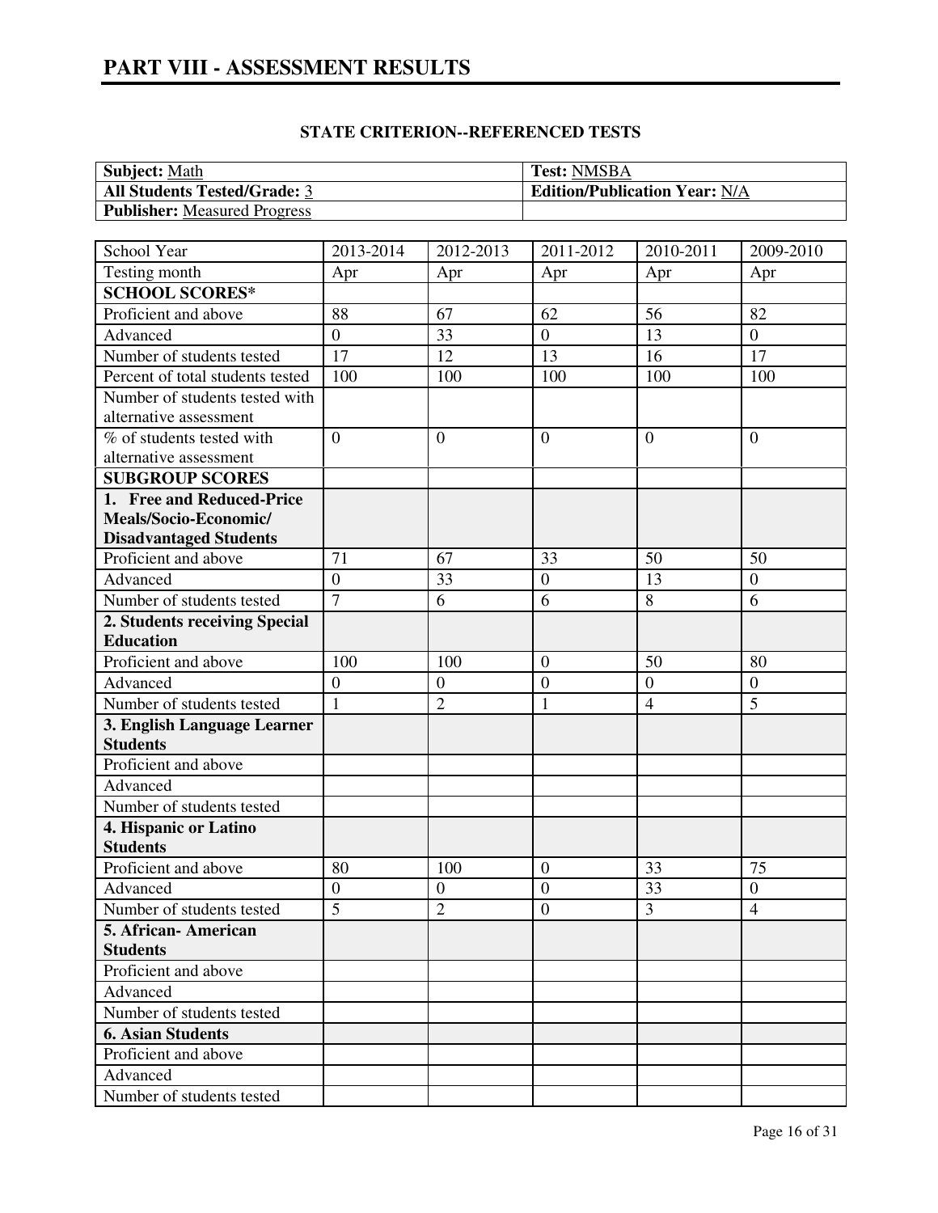# PART VIII - ASSESSMENT RESULTS

### STATE CRITERION--REFERENCED TESTS

| **Subject:** Math | **Test:** NMSBA |
|---|---|
| **All Students Tested/Grade:** 3 | **Edition/Publication Year:** N/A |
| **Publisher:** Measured Progress | |

| School Year | 2013-2014 | 2012-2013 | 2011-2012 | 2010-2011 | 2009-2010 |
|---|---|---|---|---|---|
| Testing month | Apr | Apr | Apr | Apr | Apr |
| **SCHOOL SCORES*** | | | | | |
| Proficient and above | 88 | 67 | 62 | 56 | 82 |
| Advanced | 0 | 33 | 0 | 13 | 0 |
| Number of students tested | 17 | 12 | 13 | 16 | 17 |
| Percent of total students tested | 100 | 100 | 100 | 100 | 100 |
| Number of students tested with alternative assessment | | | | | |
| % of students tested with alternative assessment | 0 | 0 | 0 | 0 | 0 |
| **SUBGROUP SCORES** | | | | | |
| **1. Free and Reduced-Price Meals/Socio-Economic/ Disadvantaged Students** | | | | | |
| Proficient and above | 71 | 67 | 33 | 50 | 50 |
| Advanced | 0 | 33 | 0 | 13 | 0 |
| Number of students tested | 7 | 6 | 6 | 8 | 6 |
| **2. Students receiving Special Education** | | | | | |
| Proficient and above | 100 | 100 | 0 | 50 | 80 |
| Advanced | 0 | 0 | 0 | 0 | 0 |
| Number of students tested | 1 | 2 | 1 | 4 | 5 |
| **3. English Language Learner Students** | | | | | |
| Proficient and above | | | | | |
| Advanced | | | | | |
| Number of students tested | | | | | |
| **4. Hispanic or Latino Students** | | | | | |
| Proficient and above | 80 | 100 | 0 | 33 | 75 |
| Advanced | 0 | 0 | 0 | 33 | 0 |
| Number of students tested | 5 | 2 | 0 | 3 | 4 |
| **5. African- American Students** | | | | | |
| Proficient and above | | | | | |
| Advanced | | | | | |
| Number of students tested | | | | | |
| **6. Asian Students** | | | | | |
| Proficient and above | | | | | |
| Advanced | | | | | |
| Number of students tested | | | | | |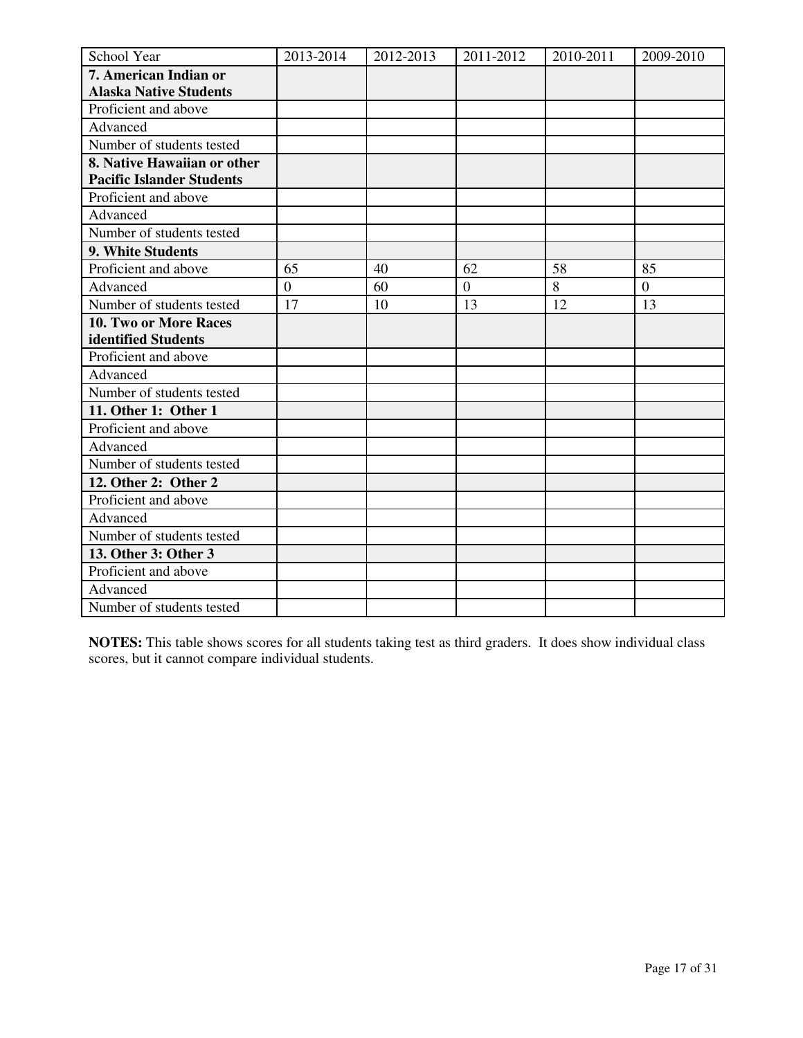| School Year | 2013-2014 | 2012-2013 | 2011-2012 | 2010-2011 | 2009-2010 |
|---|---|---|---|---|---|
| **7. American Indian or Alaska Native Students** | | | | | |
| Proficient and above | | | | | |
| Advanced | | | | | |
| Number of students tested | | | | | |
| **8. Native Hawaiian or other Pacific Islander Students** | | | | | |
| Proficient and above | | | | | |
| Advanced | | | | | |
| Number of students tested | | | | | |
| **9. White Students** | | | | | |
| Proficient and above | 65 | 40 | 62 | 58 | 85 |
| Advanced | 0 | 60 | 0 | 8 | 0 |
| Number of students tested | 17 | 10 | 13 | 12 | 13 |
| **10. Two or More Races identified Students** | | | | | |
| Proficient and above | | | | | |
| Advanced | | | | | |
| Number of students tested | | | | | |
| **11. Other 1: Other 1** | | | | | |
| Proficient and above | | | | | |
| Advanced | | | | | |
| Number of students tested | | | | | |
| **12. Other 2: Other 2** | | | | | |
| Proficient and above | | | | | |
| Advanced | | | | | |
| Number of students tested | | | | | |
| **13. Other 3: Other 3** | | | | | |
| Proficient and above | | | | | |
| Advanced | | | | | |
| Number of students tested | | | | | |

**NOTES:** This table shows scores for all students taking test as third graders. It does show individual class scores, but it cannot compare individual students.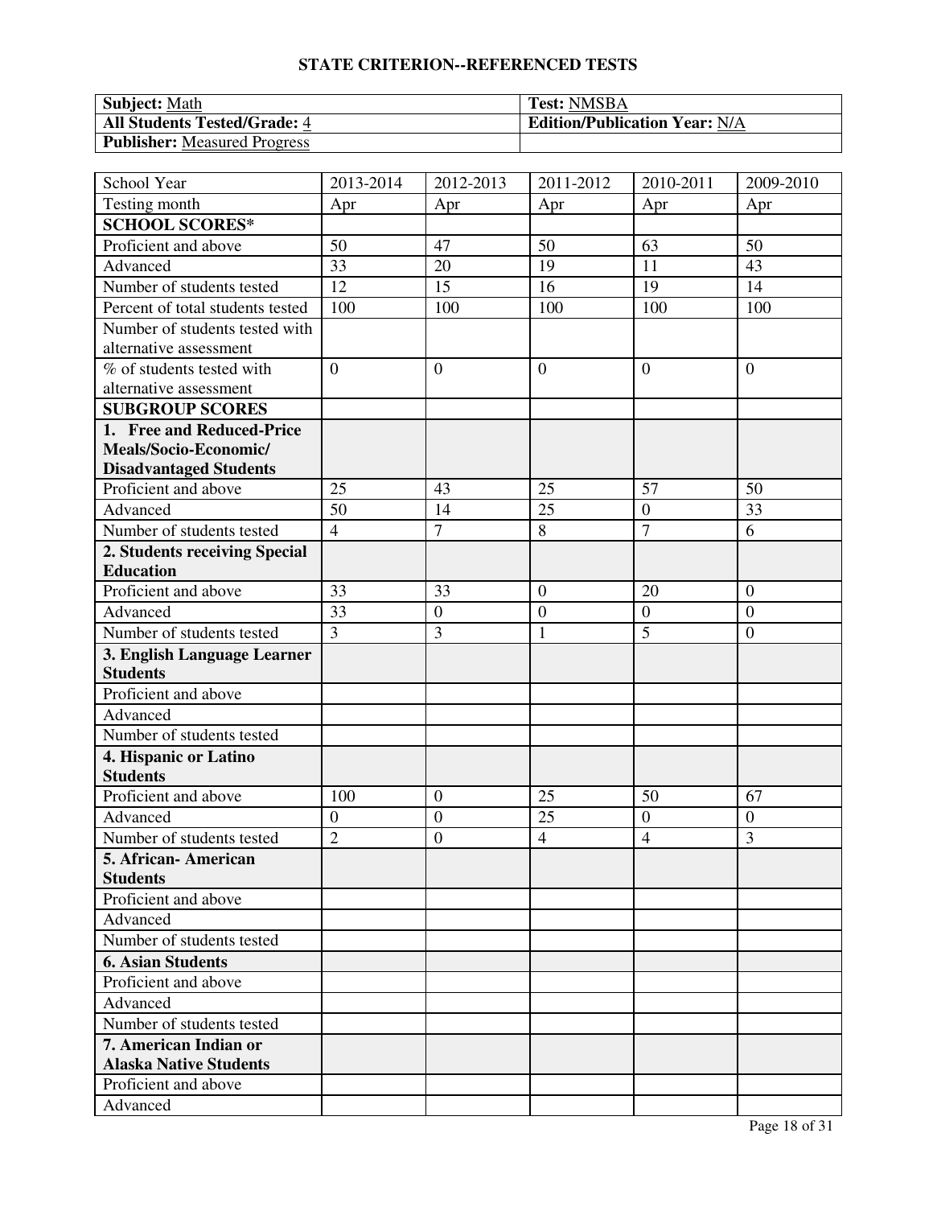## STATE CRITERION--REFERENCED TESTS

| **Subject:** Math | **Test:** NMSBA |
|---|---|
| **All Students Tested/Grade:** 4 | **Edition/Publication Year:** N/A |
| **Publisher:** Measured Progress | |

| School Year | 2013-2014 | 2012-2013 | 2011-2012 | 2010-2011 | 2009-2010 |
|---|---|---|---|---|---|
| Testing month | Apr | Apr | Apr | Apr | Apr |
| **SCHOOL SCORES*** | | | | | |
| Proficient and above | 50 | 47 | 50 | 63 | 50 |
| Advanced | 33 | 20 | 19 | 11 | 43 |
| Number of students tested | 12 | 15 | 16 | 19 | 14 |
| Percent of total students tested | 100 | 100 | 100 | 100 | 100 |
| Number of students tested with alternative assessment | | | | | |
| % of students tested with alternative assessment | 0 | 0 | 0 | 0 | 0 |
| **SUBGROUP SCORES** | | | | | |
| **1. Free and Reduced-Price Meals/Socio-Economic/ Disadvantaged Students** | | | | | |
| Proficient and above | 25 | 43 | 25 | 57 | 50 |
| Advanced | 50 | 14 | 25 | 0 | 33 |
| Number of students tested | 4 | 7 | 8 | 7 | 6 |
| **2. Students receiving Special Education** | | | | | |
| Proficient and above | 33 | 33 | 0 | 20 | 0 |
| Advanced | 33 | 0 | 0 | 0 | 0 |
| Number of students tested | 3 | 3 | 1 | 5 | 0 |
| **3. English Language Learner Students** | | | | | |
| Proficient and above | | | | | |
| Advanced | | | | | |
| Number of students tested | | | | | |
| **4. Hispanic or Latino Students** | | | | | |
| Proficient and above | 100 | 0 | 25 | 50 | 67 |
| Advanced | 0 | 0 | 25 | 0 | 0 |
| Number of students tested | 2 | 0 | 4 | 4 | 3 |
| **5. African- American Students** | | | | | |
| Proficient and above | | | | | |
| Advanced | | | | | |
| Number of students tested | | | | | |
| **6. Asian Students** | | | | | |
| Proficient and above | | | | | |
| Advanced | | | | | |
| Number of students tested | | | | | |
| **7. American Indian or Alaska Native Students** | | | | | |
| Proficient and above | | | | | |
| Advanced | | | | | |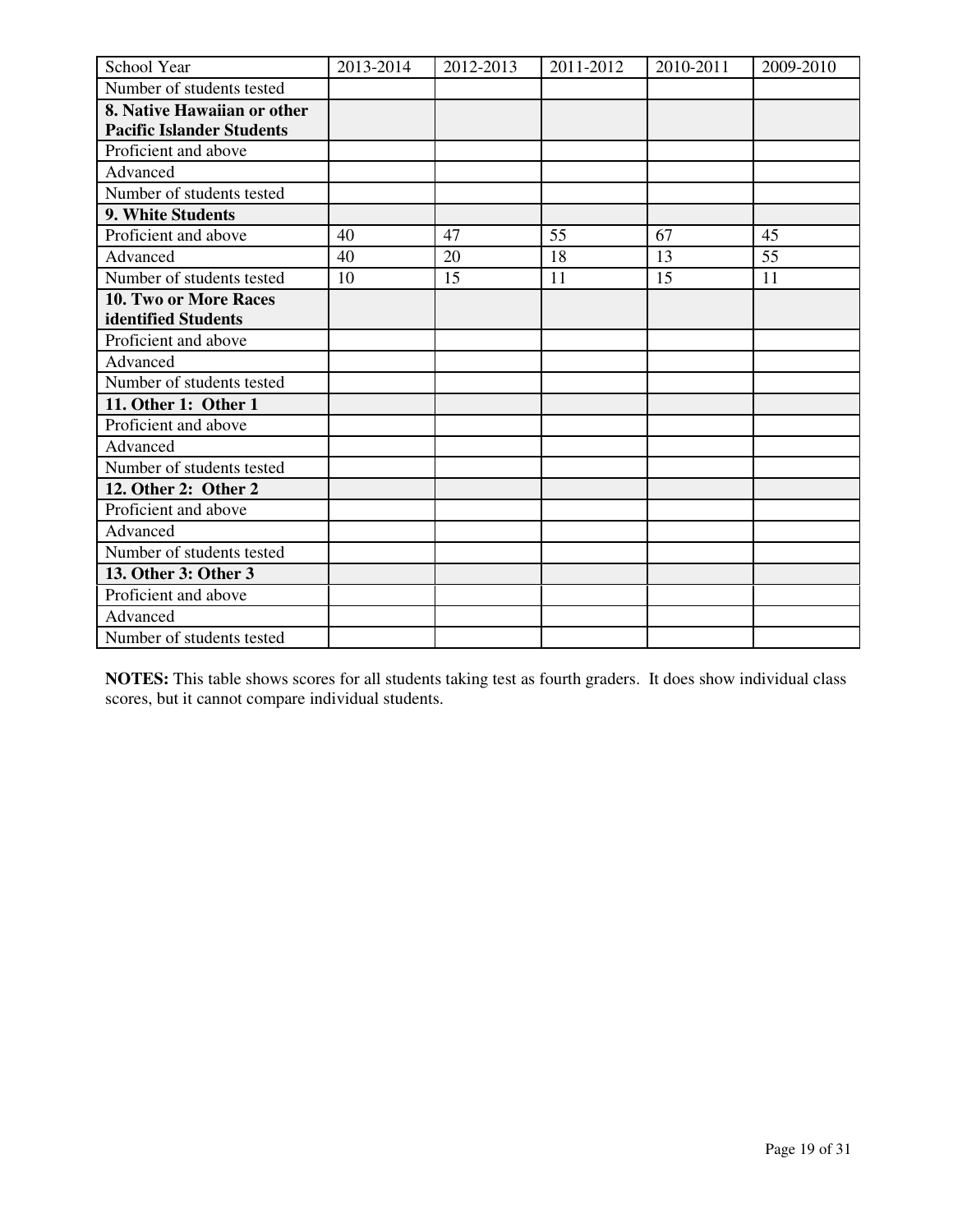| School Year | 2013-2014 | 2012-2013 | 2011-2012 | 2010-2011 | 2009-2010 |
|---|---|---|---|---|---|
| Number of students tested | | | | | |
| **8. Native Hawaiian or other Pacific Islander Students** | | | | | |
| Proficient and above | | | | | |
| Advanced | | | | | |
| Number of students tested | | | | | |
| **9. White Students** | | | | | |
| Proficient and above | 40 | 47 | 55 | 67 | 45 |
| Advanced | 40 | 20 | 18 | 13 | 55 |
| Number of students tested | 10 | 15 | 11 | 15 | 11 |
| **10. Two or More Races identified Students** | | | | | |
| Proficient and above | | | | | |
| Advanced | | | | | |
| Number of students tested | | | | | |
| **11. Other 1: Other 1** | | | | | |
| Proficient and above | | | | | |
| Advanced | | | | | |
| Number of students tested | | | | | |
| **12. Other 2: Other 2** | | | | | |
| Proficient and above | | | | | |
| Advanced | | | | | |
| Number of students tested | | | | | |
| **13. Other 3: Other 3** | | | | | |
| Proficient and above | | | | | |
| Advanced | | | | | |
| Number of students tested | | | | | |

**NOTES:** This table shows scores for all students taking test as fourth graders. It does show individual class scores, but it cannot compare individual students.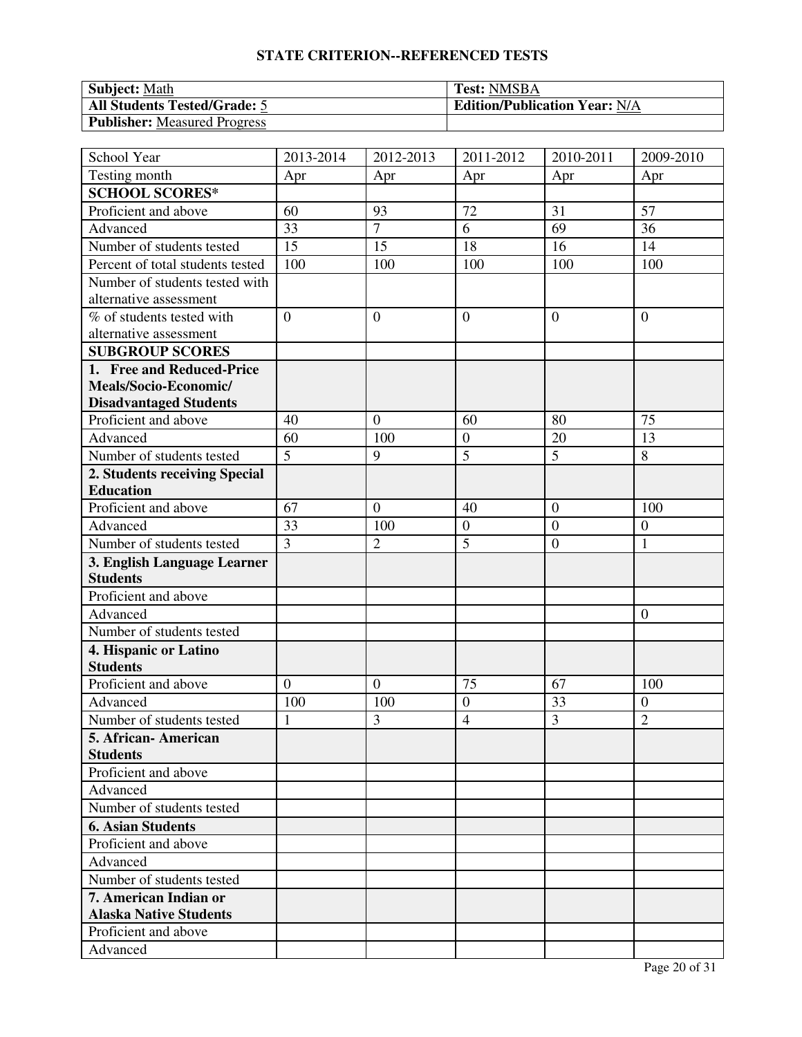## STATE CRITERION--REFERENCED TESTS

| **Subject:** Math | **Test:** NMSBA |
|---|---|
| **All Students Tested/Grade:** 5 | **Edition/Publication Year:** N/A |
| **Publisher:** Measured Progress | |

| School Year | 2013-2014 | 2012-2013 | 2011-2012 | 2010-2011 | 2009-2010 |
|---|---|---|---|---|---|
| Testing month | Apr | Apr | Apr | Apr | Apr |
| **SCHOOL SCORES*** | | | | | |
| Proficient and above | 60 | 93 | 72 | 31 | 57 |
| Advanced | 33 | 7 | 6 | 69 | 36 |
| Number of students tested | 15 | 15 | 18 | 16 | 14 |
| Percent of total students tested | 100 | 100 | 100 | 100 | 100 |
| Number of students tested with alternative assessment | | | | | |
| % of students tested with alternative assessment | 0 | 0 | 0 | 0 | 0 |
| **SUBGROUP SCORES** | | | | | |
| **1. Free and Reduced-Price Meals/Socio-Economic/ Disadvantaged Students** | | | | | |
| Proficient and above | 40 | 0 | 60 | 80 | 75 |
| Advanced | 60 | 100 | 0 | 20 | 13 |
| Number of students tested | 5 | 9 | 5 | 5 | 8 |
| **2. Students receiving Special Education** | | | | | |
| Proficient and above | 67 | 0 | 40 | 0 | 100 |
| Advanced | 33 | 100 | 0 | 0 | 0 |
| Number of students tested | 3 | 2 | 5 | 0 | 1 |
| **3. English Language Learner Students** | | | | | |
| Proficient and above | | | | | |
| Advanced | | | | | 0 |
| Number of students tested | | | | | |
| **4. Hispanic or Latino Students** | | | | | |
| Proficient and above | 0 | 0 | 75 | 67 | 100 |
| Advanced | 100 | 100 | 0 | 33 | 0 |
| Number of students tested | 1 | 3 | 4 | 3 | 2 |
| **5. African- American Students** | | | | | |
| Proficient and above | | | | | |
| Advanced | | | | | |
| Number of students tested | | | | | |
| **6. Asian Students** | | | | | |
| Proficient and above | | | | | |
| Advanced | | | | | |
| Number of students tested | | | | | |
| **7. American Indian or Alaska Native Students** | | | | | |
| Proficient and above | | | | | |
| Advanced | | | | | |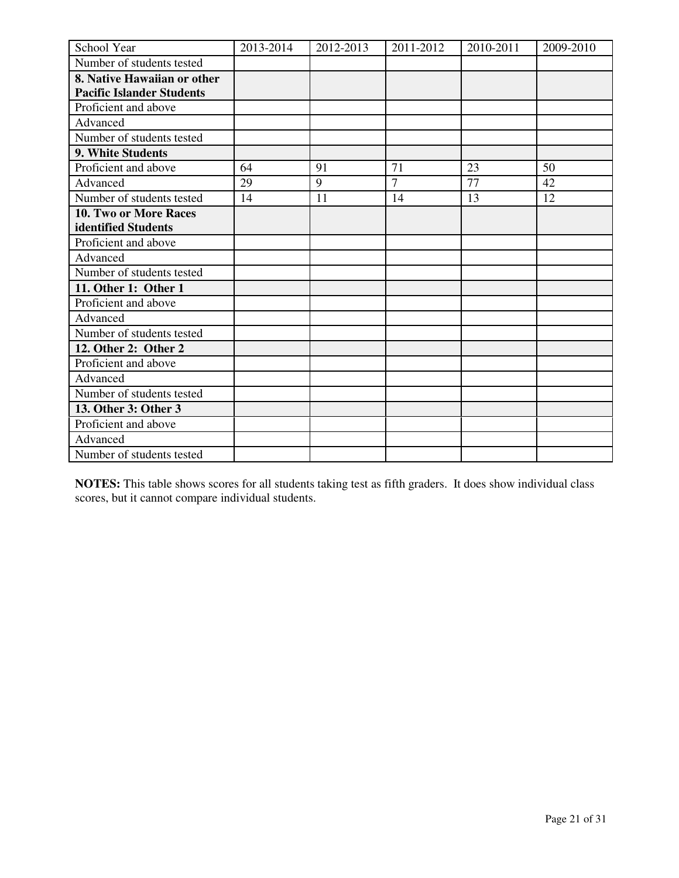| School Year | 2013-2014 | 2012-2013 | 2011-2012 | 2010-2011 | 2009-2010 |
|---|---|---|---|---|---|
| Number of students tested | | | | | |
| **8. Native Hawaiian or other Pacific Islander Students** | | | | | |
| Proficient and above | | | | | |
| Advanced | | | | | |
| Number of students tested | | | | | |
| **9. White Students** | | | | | |
| Proficient and above | 64 | 91 | 71 | 23 | 50 |
| Advanced | 29 | 9 | 7 | 77 | 42 |
| Number of students tested | 14 | 11 | 14 | 13 | 12 |
| **10. Two or More Races identified Students** | | | | | |
| Proficient and above | | | | | |
| Advanced | | | | | |
| Number of students tested | | | | | |
| **11. Other 1: Other 1** | | | | | |
| Proficient and above | | | | | |
| Advanced | | | | | |
| Number of students tested | | | | | |
| **12. Other 2: Other 2** | | | | | |
| Proficient and above | | | | | |
| Advanced | | | | | |
| Number of students tested | | | | | |
| **13. Other 3: Other 3** | | | | | |
| Proficient and above | | | | | |
| Advanced | | | | | |
| Number of students tested | | | | | |

**NOTES:** This table shows scores for all students taking test as fifth graders. It does show individual class scores, but it cannot compare individual students.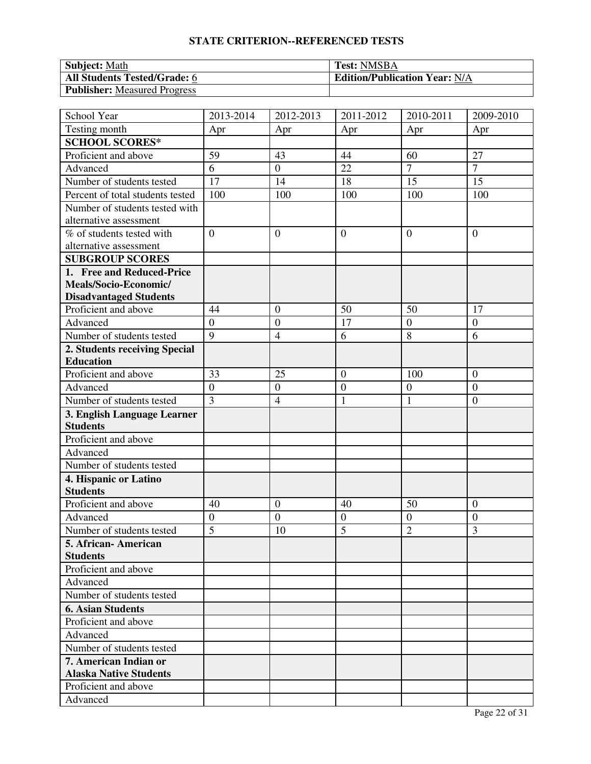## STATE CRITERION--REFERENCED TESTS

| **Subject:** Math | **Test:** NMSBA |
|---|---|
| **All Students Tested/Grade:** 6 | **Edition/Publication Year:** N/A |
| **Publisher:** Measured Progress | |

| School Year | 2013-2014 | 2012-2013 | 2011-2012 | 2010-2011 | 2009-2010 |
|---|---|---|---|---|---|
| Testing month | Apr | Apr | Apr | Apr | Apr |
| **SCHOOL SCORES*** | | | | | |
| Proficient and above | 59 | 43 | 44 | 60 | 27 |
| Advanced | 6 | 0 | 22 | 7 | 7 |
| Number of students tested | 17 | 14 | 18 | 15 | 15 |
| Percent of total students tested | 100 | 100 | 100 | 100 | 100 |
| Number of students tested with alternative assessment | | | | | |
| % of students tested with alternative assessment | 0 | 0 | 0 | 0 | 0 |
| **SUBGROUP SCORES** | | | | | |
| **1. Free and Reduced-Price Meals/Socio-Economic/ Disadvantaged Students** | | | | | |
| Proficient and above | 44 | 0 | 50 | 50 | 17 |
| Advanced | 0 | 0 | 17 | 0 | 0 |
| Number of students tested | 9 | 4 | 6 | 8 | 6 |
| **2. Students receiving Special Education** | | | | | |
| Proficient and above | 33 | 25 | 0 | 100 | 0 |
| Advanced | 0 | 0 | 0 | 0 | 0 |
| Number of students tested | 3 | 4 | 1 | 1 | 0 |
| **3. English Language Learner Students** | | | | | |
| Proficient and above | | | | | |
| Advanced | | | | | |
| Number of students tested | | | | | |
| **4. Hispanic or Latino Students** | | | | | |
| Proficient and above | 40 | 0 | 40 | 50 | 0 |
| Advanced | 0 | 0 | 0 | 0 | 0 |
| Number of students tested | 5 | 10 | 5 | 2 | 3 |
| **5. African- American Students** | | | | | |
| Proficient and above | | | | | |
| Advanced | | | | | |
| Number of students tested | | | | | |
| **6. Asian Students** | | | | | |
| Proficient and above | | | | | |
| Advanced | | | | | |
| Number of students tested | | | | | |
| **7. American Indian or Alaska Native Students** | | | | | |
| Proficient and above | | | | | |
| Advanced | | | | | |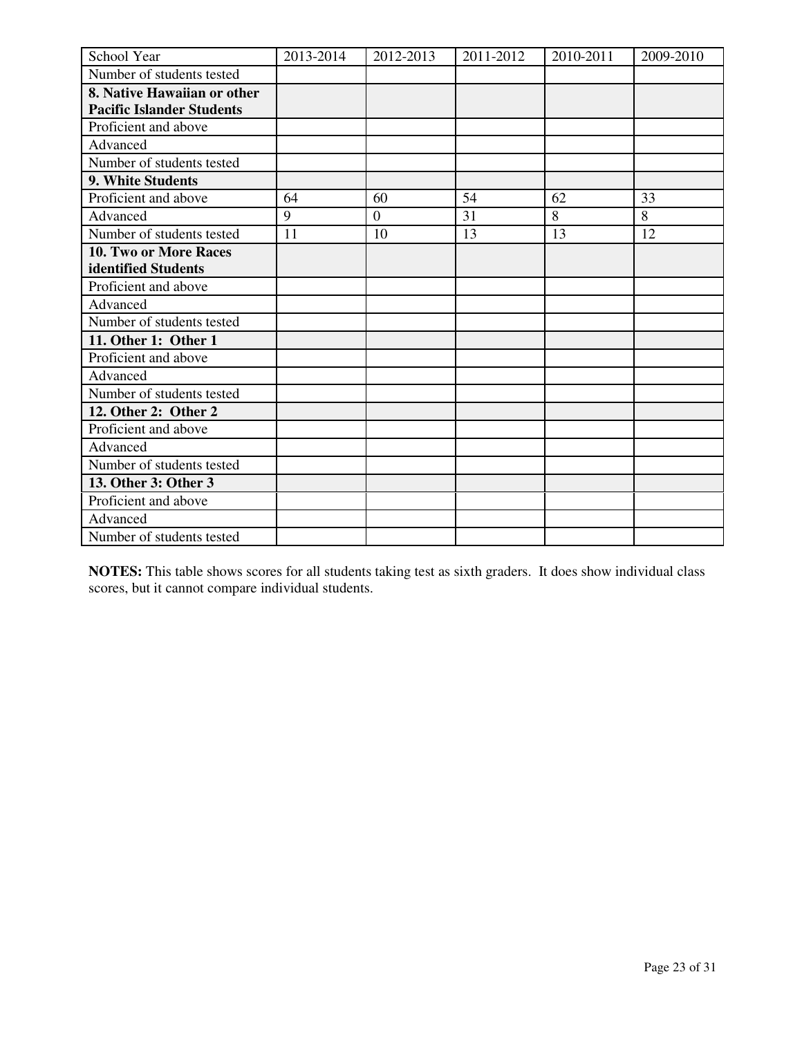| School Year | 2013-2014 | 2012-2013 | 2011-2012 | 2010-2011 | 2009-2010 |
| --- | --- | --- | --- | --- | --- |
| Number of students tested | | | | | |
| **8. Native Hawaiian or other Pacific Islander Students** | | | | | |
| Proficient and above | | | | | |
| Advanced | | | | | |
| Number of students tested | | | | | |
| **9. White Students** | | | | | |
| Proficient and above | 64 | 60 | 54 | 62 | 33 |
| Advanced | 9 | 0 | 31 | 8 | 8 |
| Number of students tested | 11 | 10 | 13 | 13 | 12 |
| **10. Two or More Races identified Students** | | | | | |
| Proficient and above | | | | | |
| Advanced | | | | | |
| Number of students tested | | | | | |
| **11. Other 1: Other 1** | | | | | |
| Proficient and above | | | | | |
| Advanced | | | | | |
| Number of students tested | | | | | |
| **12. Other 2: Other 2** | | | | | |
| Proficient and above | | | | | |
| Advanced | | | | | |
| Number of students tested | | | | | |
| **13. Other 3: Other 3** | | | | | |
| Proficient and above | | | | | |
| Advanced | | | | | |
| Number of students tested | | | | | |

**NOTES:** This table shows scores for all students taking test as sixth graders. It does show individual class scores, but it cannot compare individual students.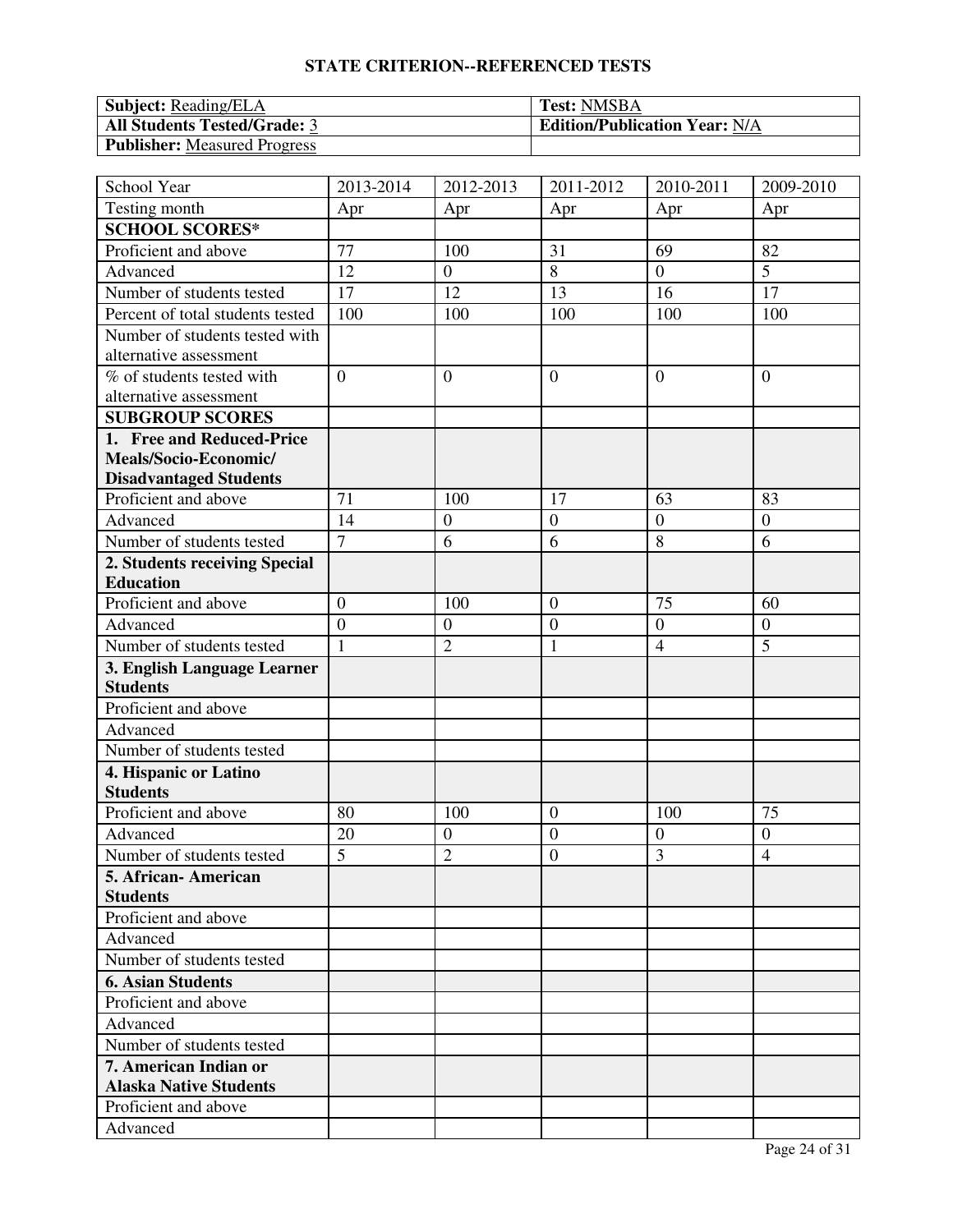## STATE CRITERION--REFERENCED TESTS

| **Subject:** Reading/ELA | **Test:** NMSBA |
|---|---|
| **All Students Tested/Grade:** 3 | **Edition/Publication Year:** N/A |
| **Publisher:** Measured Progress | |

| School Year | 2013-2014 | 2012-2013 | 2011-2012 | 2010-2011 | 2009-2010 |
|---|---|---|---|---|---|
| Testing month | Apr | Apr | Apr | Apr | Apr |
| **SCHOOL SCORES*** | | | | | |
| Proficient and above | 77 | 100 | 31 | 69 | 82 |
| Advanced | 12 | 0 | 8 | 0 | 5 |
| Number of students tested | 17 | 12 | 13 | 16 | 17 |
| Percent of total students tested | 100 | 100 | 100 | 100 | 100 |
| Number of students tested with alternative assessment | | | | | |
| % of students tested with alternative assessment | 0 | 0 | 0 | 0 | 0 |
| **SUBGROUP SCORES** | | | | | |
| **1. Free and Reduced-Price Meals/Socio-Economic/ Disadvantaged Students** | | | | | |
| Proficient and above | 71 | 100 | 17 | 63 | 83 |
| Advanced | 14 | 0 | 0 | 0 | 0 |
| Number of students tested | 7 | 6 | 6 | 8 | 6 |
| **2. Students receiving Special Education** | | | | | |
| Proficient and above | 0 | 100 | 0 | 75 | 60 |
| Advanced | 0 | 0 | 0 | 0 | 0 |
| Number of students tested | 1 | 2 | 1 | 4 | 5 |
| **3. English Language Learner Students** | | | | | |
| Proficient and above | | | | | |
| Advanced | | | | | |
| Number of students tested | | | | | |
| **4. Hispanic or Latino Students** | | | | | |
| Proficient and above | 80 | 100 | 0 | 100 | 75 |
| Advanced | 20 | 0 | 0 | 0 | 0 |
| Number of students tested | 5 | 2 | 0 | 3 | 4 |
| **5. African- American Students** | | | | | |
| Proficient and above | | | | | |
| Advanced | | | | | |
| Number of students tested | | | | | |
| **6. Asian Students** | | | | | |
| Proficient and above | | | | | |
| Advanced | | | | | |
| Number of students tested | | | | | |
| **7. American Indian or Alaska Native Students** | | | | | |
| Proficient and above | | | | | |
| Advanced | | | | | |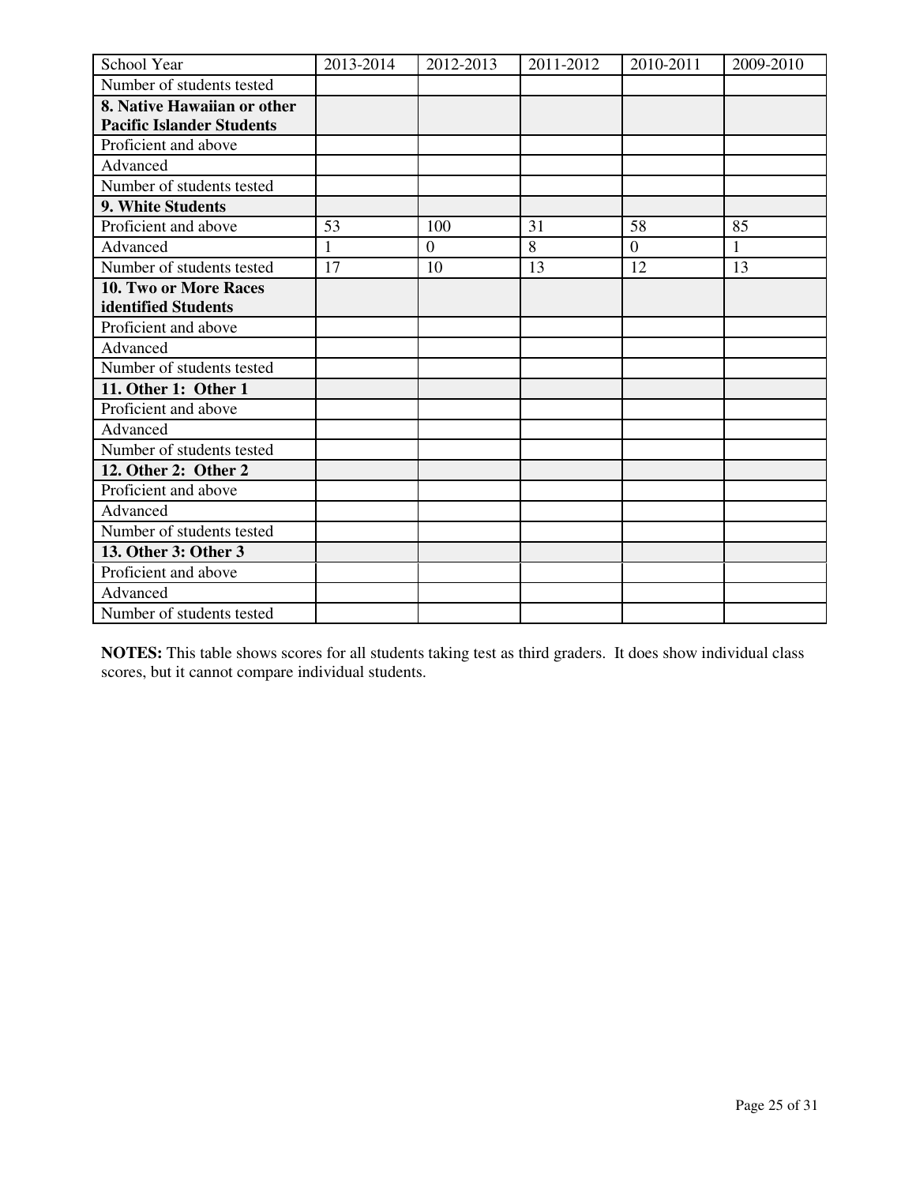| School Year | 2013-2014 | 2012-2013 | 2011-2012 | 2010-2011 | 2009-2010 |
| --- | --- | --- | --- | --- | --- |
| Number of students tested | | | | | |
| **8. Native Hawaiian or other Pacific Islander Students** | | | | | |
| Proficient and above | | | | | |
| Advanced | | | | | |
| Number of students tested | | | | | |
| **9. White Students** | | | | | |
| Proficient and above | 53 | 100 | 31 | 58 | 85 |
| Advanced | 1 | 0 | 8 | 0 | 1 |
| Number of students tested | 17 | 10 | 13 | 12 | 13 |
| **10. Two or More Races identified Students** | | | | | |
| Proficient and above | | | | | |
| Advanced | | | | | |
| Number of students tested | | | | | |
| **11. Other 1: Other 1** | | | | | |
| Proficient and above | | | | | |
| Advanced | | | | | |
| Number of students tested | | | | | |
| **12. Other 2: Other 2** | | | | | |
| Proficient and above | | | | | |
| Advanced | | | | | |
| Number of students tested | | | | | |
| **13. Other 3: Other 3** | | | | | |
| Proficient and above | | | | | |
| Advanced | | | | | |
| Number of students tested | | | | | |

**NOTES:** This table shows scores for all students taking test as third graders. It does show individual class scores, but it cannot compare individual students.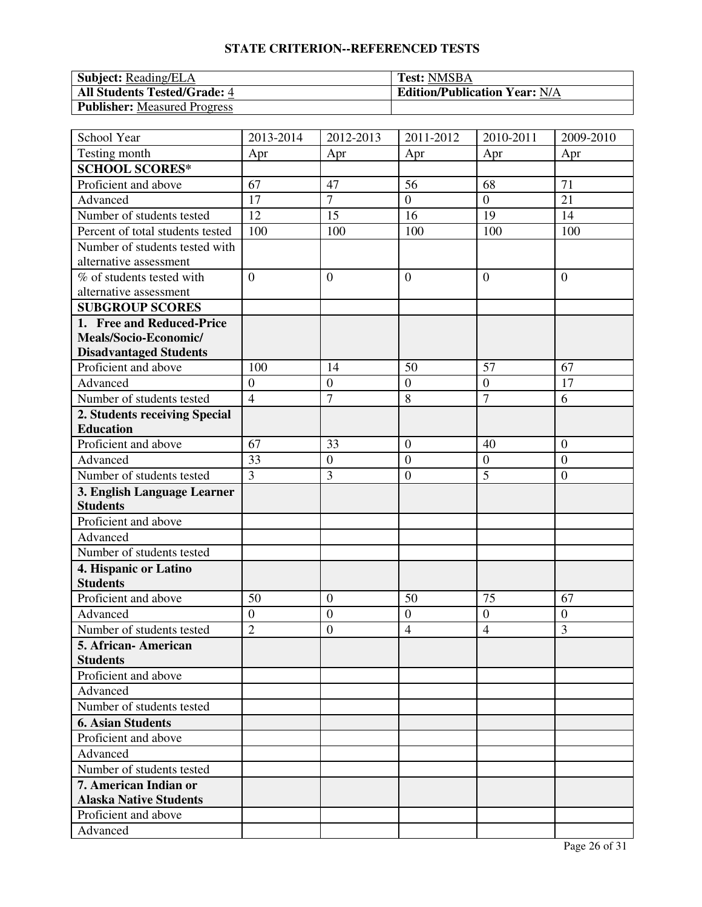## STATE CRITERION--REFERENCED TESTS

| **Subject:** Reading/ELA | **Test:** NMSBA |
|---|---|
| **All Students Tested/Grade:** 4 | **Edition/Publication Year:** N/A |
| **Publisher:** Measured Progress | |

| School Year | 2013-2014 | 2012-2013 | 2011-2012 | 2010-2011 | 2009-2010 |
|---|---|---|---|---|---|
| Testing month | Apr | Apr | Apr | Apr | Apr |
| **SCHOOL SCORES*** | | | | | |
| Proficient and above | 67 | 47 | 56 | 68 | 71 |
| Advanced | 17 | 7 | 0 | 0 | 21 |
| Number of students tested | 12 | 15 | 16 | 19 | 14 |
| Percent of total students tested | 100 | 100 | 100 | 100 | 100 |
| Number of students tested with alternative assessment | | | | | |
| % of students tested with alternative assessment | 0 | 0 | 0 | 0 | 0 |
| **SUBGROUP SCORES** | | | | | |
| **1. Free and Reduced-Price Meals/Socio-Economic/ Disadvantaged Students** | | | | | |
| Proficient and above | 100 | 14 | 50 | 57 | 67 |
| Advanced | 0 | 0 | 0 | 0 | 17 |
| Number of students tested | 4 | 7 | 8 | 7 | 6 |
| **2. Students receiving Special Education** | | | | | |
| Proficient and above | 67 | 33 | 0 | 40 | 0 |
| Advanced | 33 | 0 | 0 | 0 | 0 |
| Number of students tested | 3 | 3 | 0 | 5 | 0 |
| **3. English Language Learner Students** | | | | | |
| Proficient and above | | | | | |
| Advanced | | | | | |
| Number of students tested | | | | | |
| **4. Hispanic or Latino Students** | | | | | |
| Proficient and above | 50 | 0 | 50 | 75 | 67 |
| Advanced | 0 | 0 | 0 | 0 | 0 |
| Number of students tested | 2 | 0 | 4 | 4 | 3 |
| **5. African- American Students** | | | | | |
| Proficient and above | | | | | |
| Advanced | | | | | |
| Number of students tested | | | | | |
| **6. Asian Students** | | | | | |
| Proficient and above | | | | | |
| Advanced | | | | | |
| Number of students tested | | | | | |
| **7. American Indian or Alaska Native Students** | | | | | |
| Proficient and above | | | | | |
| Advanced | | | | | |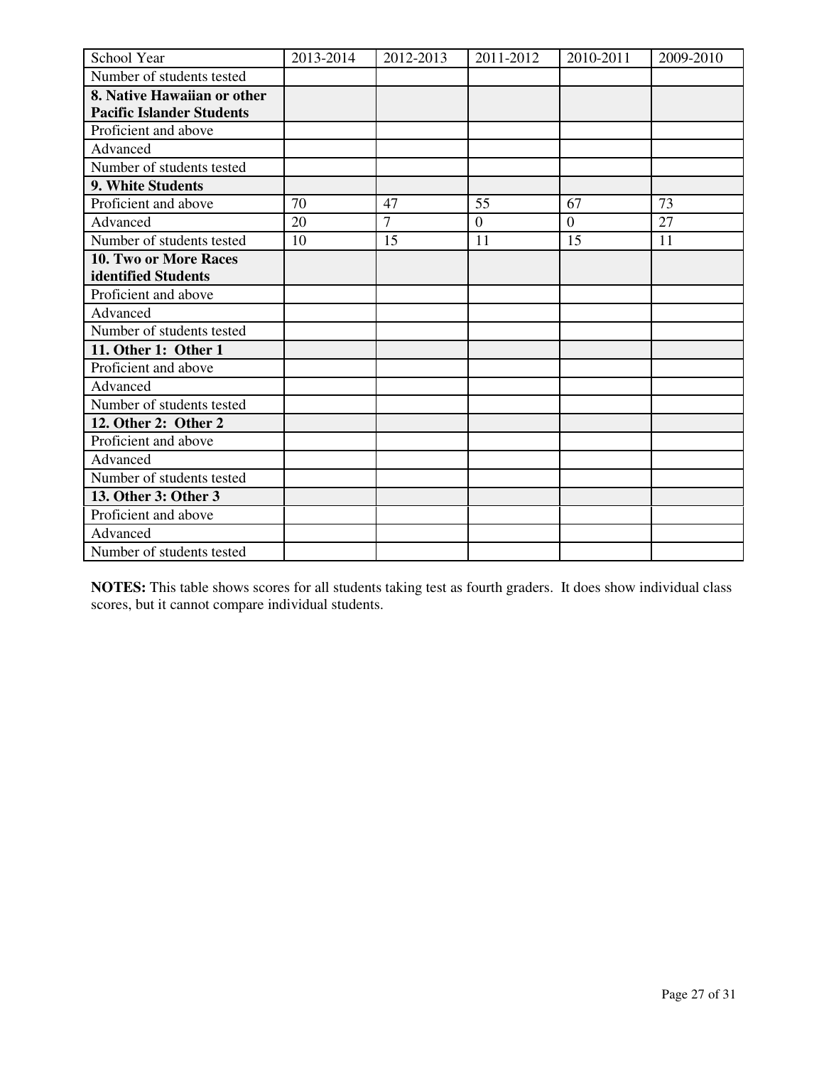| School Year | 2013-2014 | 2012-2013 | 2011-2012 | 2010-2011 | 2009-2010 |
|---|---|---|---|---|---|
| Number of students tested | | | | | |
| **8. Native Hawaiian or other Pacific Islander Students** | | | | | |
| Proficient and above | | | | | |
| Advanced | | | | | |
| Number of students tested | | | | | |
| **9. White Students** | | | | | |
| Proficient and above | 70 | 47 | 55 | 67 | 73 |
| Advanced | 20 | 7 | 0 | 0 | 27 |
| Number of students tested | 10 | 15 | 11 | 15 | 11 |
| **10. Two or More Races identified Students** | | | | | |
| Proficient and above | | | | | |
| Advanced | | | | | |
| Number of students tested | | | | | |
| **11. Other 1: Other 1** | | | | | |
| Proficient and above | | | | | |
| Advanced | | | | | |
| Number of students tested | | | | | |
| **12. Other 2: Other 2** | | | | | |
| Proficient and above | | | | | |
| Advanced | | | | | |
| Number of students tested | | | | | |
| **13. Other 3: Other 3** | | | | | |
| Proficient and above | | | | | |
| Advanced | | | | | |
| Number of students tested | | | | | |

**NOTES:** This table shows scores for all students taking test as fourth graders. It does show individual class scores, but it cannot compare individual students.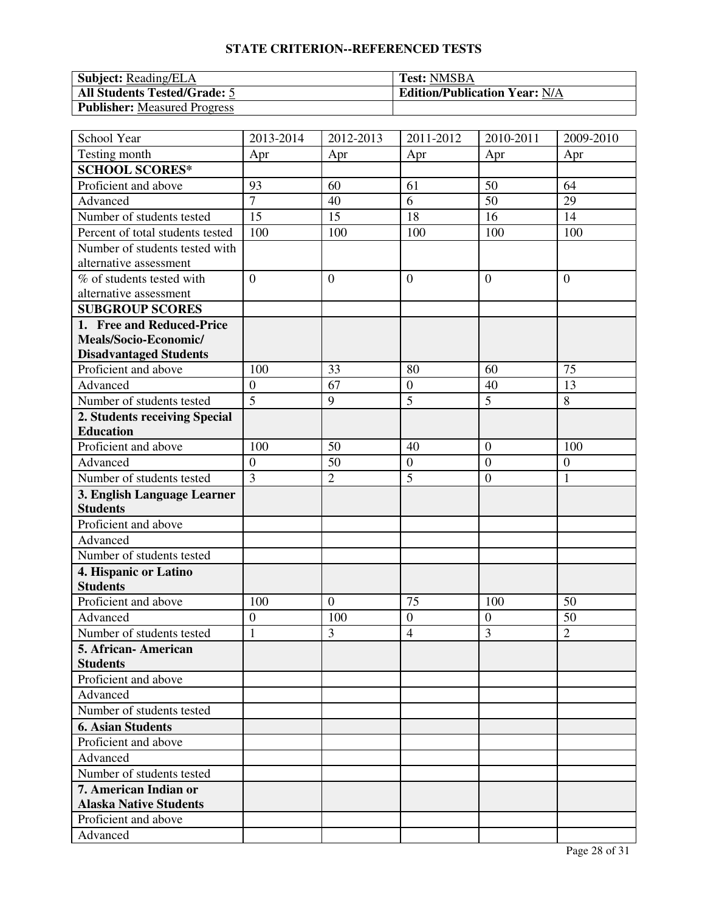## STATE CRITERION--REFERENCED TESTS

| **Subject:** Reading/ELA | **Test:** NMSBA |
|---|---|
| **All Students Tested/Grade:** 5 | **Edition/Publication Year:** N/A |
| **Publisher:** Measured Progress | |

| School Year | 2013-2014 | 2012-2013 | 2011-2012 | 2010-2011 | 2009-2010 |
|---|---|---|---|---|---|
| Testing month | Apr | Apr | Apr | Apr | Apr |
| **SCHOOL SCORES*** | | | | | |
| Proficient and above | 93 | 60 | 61 | 50 | 64 |
| Advanced | 7 | 40 | 6 | 50 | 29 |
| Number of students tested | 15 | 15 | 18 | 16 | 14 |
| Percent of total students tested | 100 | 100 | 100 | 100 | 100 |
| Number of students tested with alternative assessment | | | | | |
| % of students tested with alternative assessment | 0 | 0 | 0 | 0 | 0 |
| **SUBGROUP SCORES** | | | | | |
| **1. Free and Reduced-Price Meals/Socio-Economic/ Disadvantaged Students** | | | | | |
| Proficient and above | 100 | 33 | 80 | 60 | 75 |
| Advanced | 0 | 67 | 0 | 40 | 13 |
| Number of students tested | 5 | 9 | 5 | 5 | 8 |
| **2. Students receiving Special Education** | | | | | |
| Proficient and above | 100 | 50 | 40 | 0 | 100 |
| Advanced | 0 | 50 | 0 | 0 | 0 |
| Number of students tested | 3 | 2 | 5 | 0 | 1 |
| **3. English Language Learner Students** | | | | | |
| Proficient and above | | | | | |
| Advanced | | | | | |
| Number of students tested | | | | | |
| **4. Hispanic or Latino Students** | | | | | |
| Proficient and above | 100 | 0 | 75 | 100 | 50 |
| Advanced | 0 | 100 | 0 | 0 | 50 |
| Number of students tested | 1 | 3 | 4 | 3 | 2 |
| **5. African- American Students** | | | | | |
| Proficient and above | | | | | |
| Advanced | | | | | |
| Number of students tested | | | | | |
| **6. Asian Students** | | | | | |
| Proficient and above | | | | | |
| Advanced | | | | | |
| Number of students tested | | | | | |
| **7. American Indian or Alaska Native Students** | | | | | |
| Proficient and above | | | | | |
| Advanced | | | | | |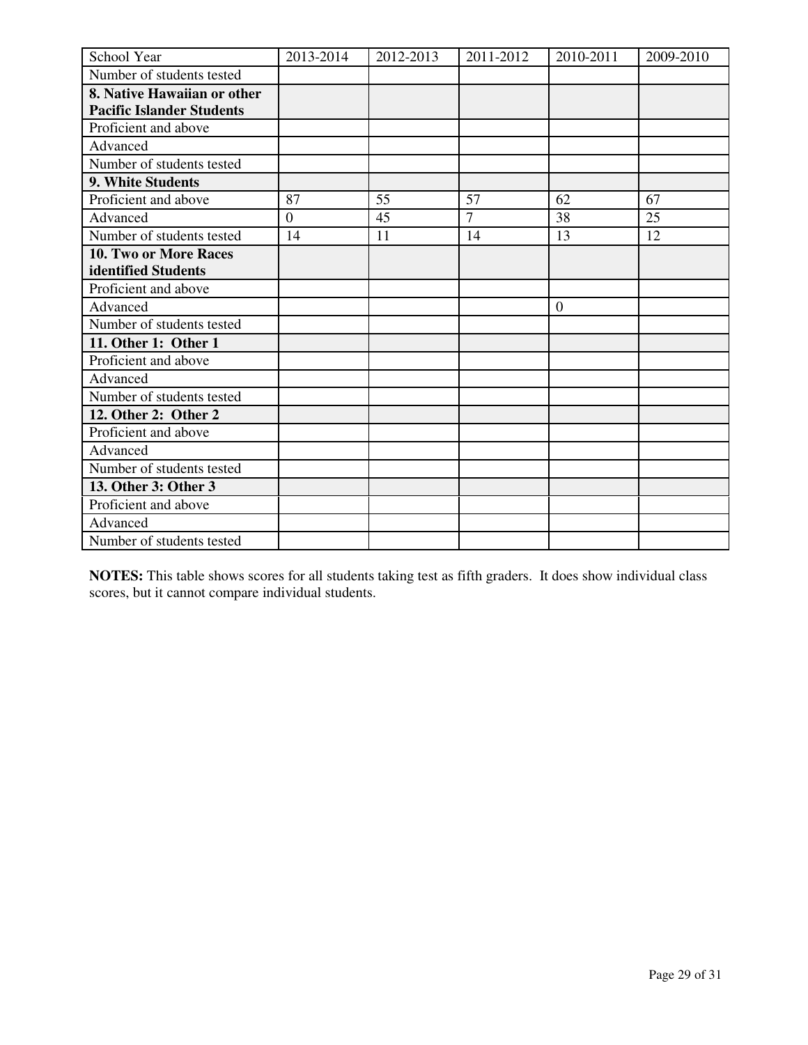| School Year | 2013-2014 | 2012-2013 | 2011-2012 | 2010-2011 | 2009-2010 |
|---|---|---|---|---|---|
| Number of students tested | | | | | |
| **8. Native Hawaiian or other Pacific Islander Students** | | | | | |
| Proficient and above | | | | | |
| Advanced | | | | | |
| Number of students tested | | | | | |
| **9. White Students** | | | | | |
| Proficient and above | 87 | 55 | 57 | 62 | 67 |
| Advanced | 0 | 45 | 7 | 38 | 25 |
| Number of students tested | 14 | 11 | 14 | 13 | 12 |
| **10. Two or More Races identified Students** | | | | | |
| Proficient and above | | | | | |
| Advanced | | | | 0 | |
| Number of students tested | | | | | |
| **11. Other 1: Other 1** | | | | | |
| Proficient and above | | | | | |
| Advanced | | | | | |
| Number of students tested | | | | | |
| **12. Other 2: Other 2** | | | | | |
| Proficient and above | | | | | |
| Advanced | | | | | |
| Number of students tested | | | | | |
| **13. Other 3: Other 3** | | | | | |
| Proficient and above | | | | | |
| Advanced | | | | | |
| Number of students tested | | | | | |

**NOTES:** This table shows scores for all students taking test as fifth graders. It does show individual class scores, but it cannot compare individual students.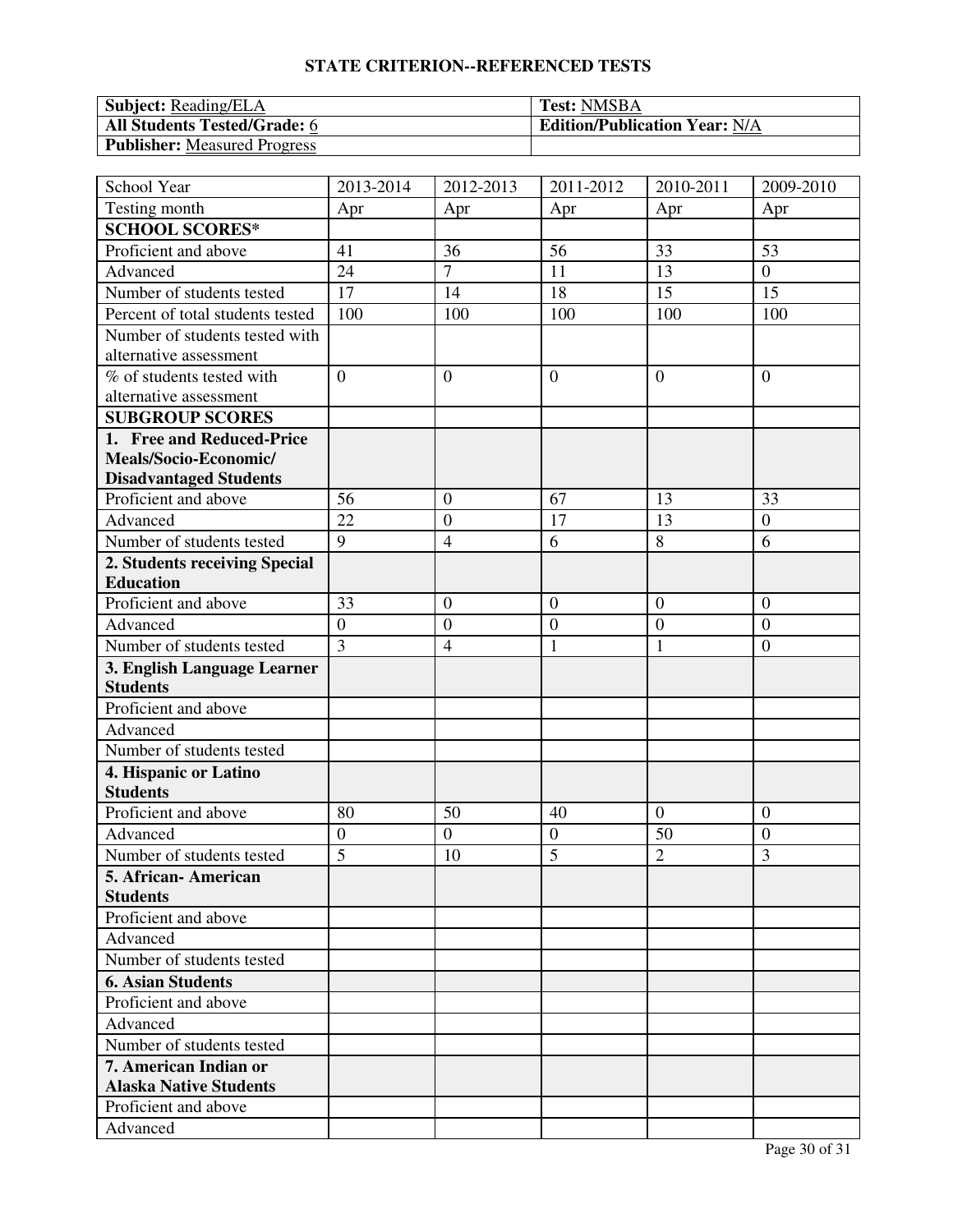## STATE CRITERION--REFERENCED TESTS

| **Subject:** Reading/ELA | **Test:** NMSBA |
|---|---|
| **All Students Tested/Grade:** 6 | **Edition/Publication Year:** N/A |
| **Publisher:** Measured Progress | |

| School Year | 2013-2014 | 2012-2013 | 2011-2012 | 2010-2011 | 2009-2010 |
|---|---|---|---|---|---|
| Testing month | Apr | Apr | Apr | Apr | Apr |
| **SCHOOL SCORES*** | | | | | |
| Proficient and above | 41 | 36 | 56 | 33 | 53 |
| Advanced | 24 | 7 | 11 | 13 | 0 |
| Number of students tested | 17 | 14 | 18 | 15 | 15 |
| Percent of total students tested | 100 | 100 | 100 | 100 | 100 |
| Number of students tested with alternative assessment | | | | | |
| % of students tested with alternative assessment | 0 | 0 | 0 | 0 | 0 |
| **SUBGROUP SCORES** | | | | | |
| **1. Free and Reduced-Price Meals/Socio-Economic/ Disadvantaged Students** | | | | | |
| Proficient and above | 56 | 0 | 67 | 13 | 33 |
| Advanced | 22 | 0 | 17 | 13 | 0 |
| Number of students tested | 9 | 4 | 6 | 8 | 6 |
| **2. Students receiving Special Education** | | | | | |
| Proficient and above | 33 | 0 | 0 | 0 | 0 |
| Advanced | 0 | 0 | 0 | 0 | 0 |
| Number of students tested | 3 | 4 | 1 | 1 | 0 |
| **3. English Language Learner Students** | | | | | |
| Proficient and above | | | | | |
| Advanced | | | | | |
| Number of students tested | | | | | |
| **4. Hispanic or Latino Students** | | | | | |
| Proficient and above | 80 | 50 | 40 | 0 | 0 |
| Advanced | 0 | 0 | 0 | 50 | 0 |
| Number of students tested | 5 | 10 | 5 | 2 | 3 |
| **5. African- American Students** | | | | | |
| Proficient and above | | | | | |
| Advanced | | | | | |
| Number of students tested | | | | | |
| **6. Asian Students** | | | | | |
| Proficient and above | | | | | |
| Advanced | | | | | |
| Number of students tested | | | | | |
| **7. American Indian or Alaska Native Students** | | | | | |
| Proficient and above | | | | | |
| Advanced | | | | | |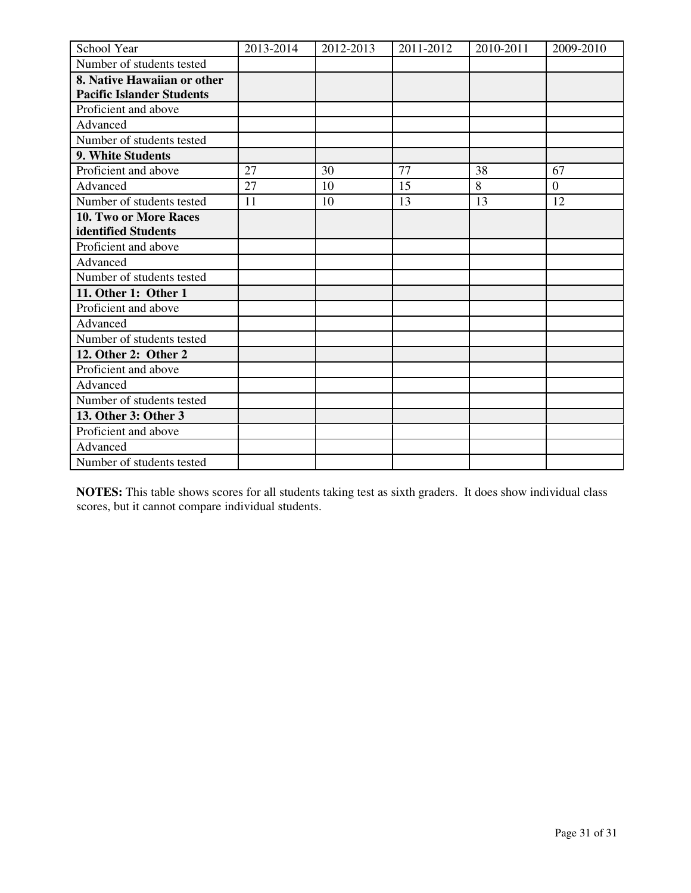| School Year | 2013-2014 | 2012-2013 | 2011-2012 | 2010-2011 | 2009-2010 |
|---|---|---|---|---|---|
| Number of students tested | | | | | |
| **8. Native Hawaiian or other Pacific Islander Students** | | | | | |
| Proficient and above | | | | | |
| Advanced | | | | | |
| Number of students tested | | | | | |
| **9. White Students** | | | | | |
| Proficient and above | 27 | 30 | 77 | 38 | 67 |
| Advanced | 27 | 10 | 15 | 8 | 0 |
| Number of students tested | 11 | 10 | 13 | 13 | 12 |
| **10. Two or More Races identified Students** | | | | | |
| Proficient and above | | | | | |
| Advanced | | | | | |
| Number of students tested | | | | | |
| **11. Other 1: Other 1** | | | | | |
| Proficient and above | | | | | |
| Advanced | | | | | |
| Number of students tested | | | | | |
| **12. Other 2: Other 2** | | | | | |
| Proficient and above | | | | | |
| Advanced | | | | | |
| Number of students tested | | | | | |
| **13. Other 3: Other 3** | | | | | |
| Proficient and above | | | | | |
| Advanced | | | | | |
| Number of students tested | | | | | |

**NOTES:** This table shows scores for all students taking test as sixth graders. It does show individual class scores, but it cannot compare individual students.